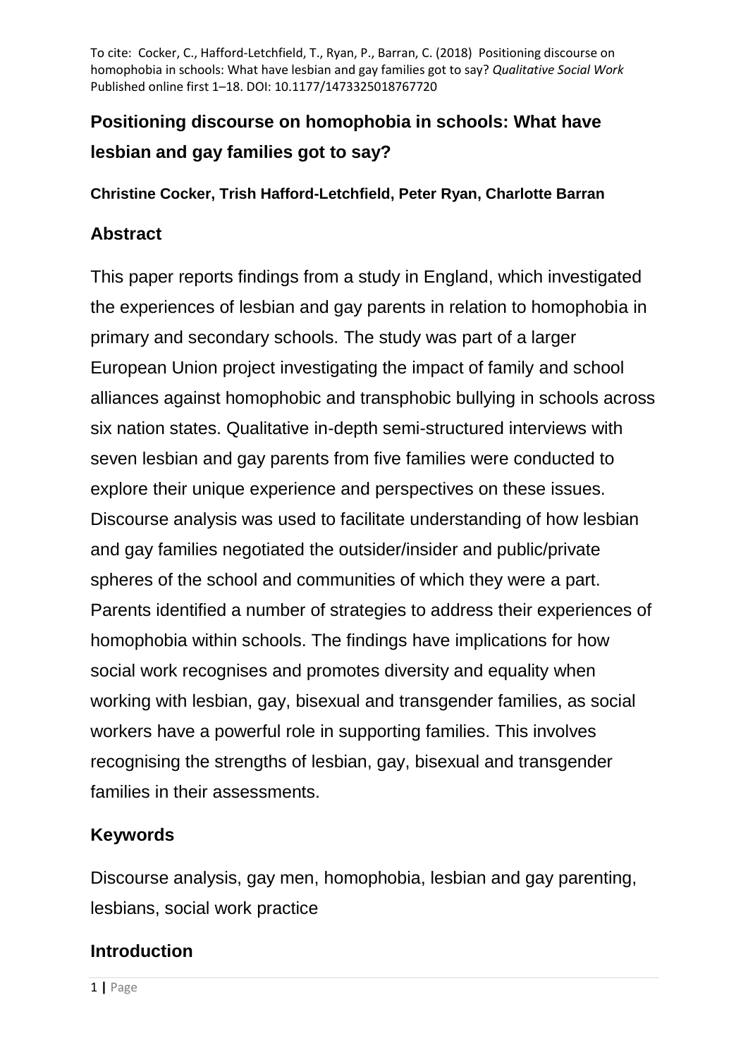To cite: Cocker, C., Hafford-Letchfield, T., Ryan, P., Barran, C. (2018) Positioning discourse on homophobia in schools: What have lesbian and gay families got to say? *Qualitative Social Work* Published online first 1–18. DOI: 10.1177/1473325018767720

# Positioning discourse on homophobia in schools: What have lesbian and gay families got to say?

**Christine Cocker, Trish Hafford-Letchfield, Peter Ryan, Charlotte Barran**

## Abstract

This paper reports findings from a study in England, which investigated the experiences of lesbian and gay parents in relation to homophobia in primary and secondary schools. The study was part of a larger European Union project investigating the impact of family and school alliances against homophobic and transphobic bullying in schools across six nation states. Qualitative in-depth semi-structured interviews with seven lesbian and gay parents from five families were conducted to explore their unique experience and perspectives on these issues. Discourse analysis was used to facilitate understanding of how lesbian and gay families negotiated the outsider/insider and public/private spheres of the school and communities of which they were a part. Parents identified a number of strategies to address their experiences of homophobia within schools. The findings have implications for how social work recognises and promotes diversity and equality when working with lesbian, gay, bisexual and transgender families, as social workers have a powerful role in supporting families. This involves recognising the strengths of lesbian, gay, bisexual and transgender families in their assessments.

## Keywords

Discourse analysis, gay men, homophobia, lesbian and gay parenting, lesbians, social work practice

## Introduction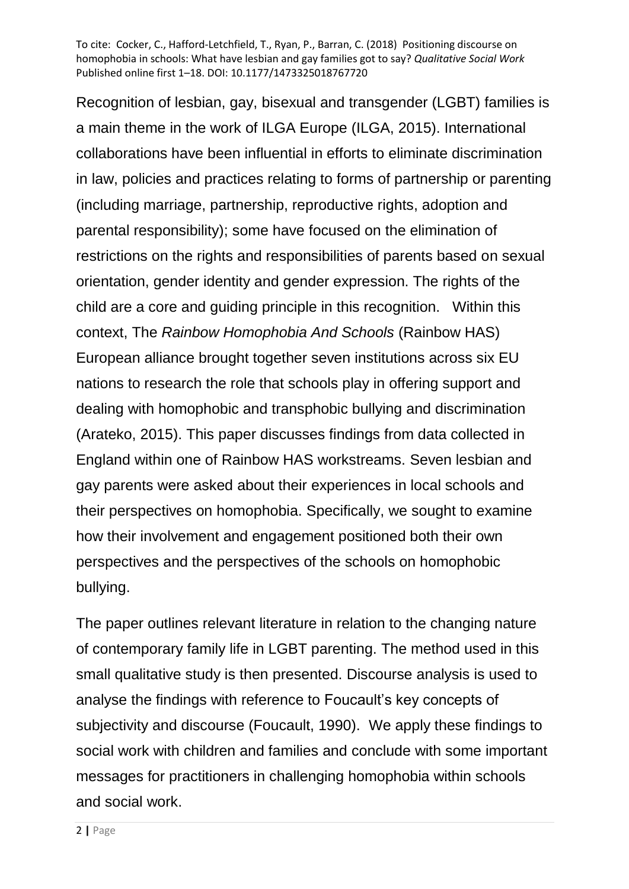Recognition of lesbian, gay, bisexual and transgender (LGBT) families is a main theme in the work of ILGA Europe (ILGA, 2015). International collaborations have been influential in efforts to eliminate discrimination in law, policies and practices relating to forms of partnership or parenting (including marriage, partnership, reproductive rights, adoption and parental responsibility); some have focused on the elimination of restrictions on the rights and responsibilities of parents based on sexual orientation, gender identity and gender expression. The rights of the child are a core and guiding principle in this recognition. Within this context, The *Rainbow Homophobia And Schools* (Rainbow HAS) European alliance brought together seven institutions across six EU nations to research the role that schools play in offering support and dealing with homophobic and transphobic bullying and discrimination (Arateko, 2015). This paper discusses findings from data collected in England within one of Rainbow HAS workstreams. Seven lesbian and gay parents were asked about their experiences in local schools and their perspectives on homophobia. Specifically, we sought to examine how their involvement and engagement positioned both their own perspectives and the perspectives of the schools on homophobic bullying.

The paper outlines relevant literature in relation to the changing nature of contemporary family life in LGBT parenting. The method used in this small qualitative study is then presented. Discourse analysis is used to analyse the findings with reference to Foucault's key concepts of subjectivity and discourse (Foucault, 1990). We apply these findings to social work with children and families and conclude with some important messages for practitioners in challenging homophobia within schools and social work.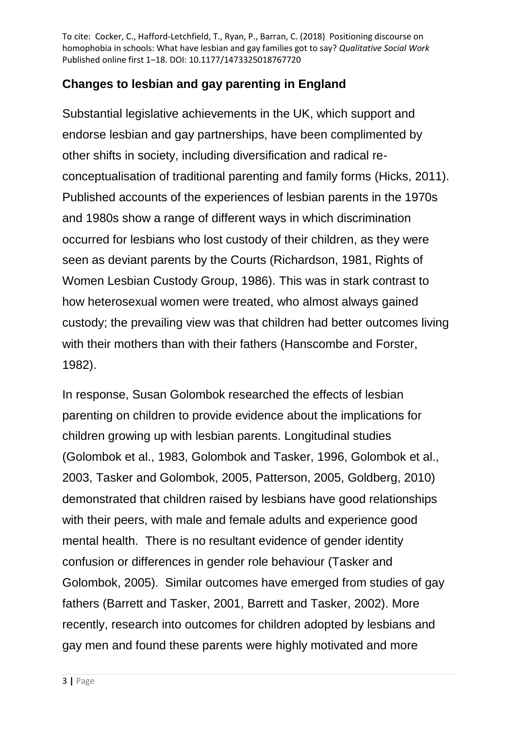## Changes to lesbian and gay parenting in England

Substantial legislative achievements in the UK, which support and endorse lesbian and gay partnerships, have been complimented by other shifts in society, including diversification and radical re-conceptualisation of traditional parenting and family forms (Hicks, 2011). Published accounts of the experiences of lesbian parents in the 1970s and 1980s show a range of different ways in which discrimination occurred for lesbians who lost custody of their children, as they were seen as deviant parents by the Courts (Richardson, 1981, Rights of Women Lesbian Custody Group, 1986). This was in stark contrast to how heterosexual women were treated, who almost always gained custody; the prevailing view was that children had better outcomes living with their mothers than with their fathers (Hanscombe and Forster, 1982).

In response, Susan Golombok researched the effects of lesbian parenting on children to provide evidence about the implications for children growing up with lesbian parents. Longitudinal studies (Golombok et al., 1983, Golombok and Tasker, 1996, Golombok et al., 2003, Tasker and Golombok, 2005, Patterson, 2005, Goldberg, 2010) demonstrated that children raised by lesbians have good relationships with their peers, with male and female adults and experience good mental health. There is no resultant evidence of gender identity confusion or differences in gender role behaviour (Tasker and Golombok, 2005). Similar outcomes have emerged from studies of gay fathers (Barrett and Tasker, 2001, Barrett and Tasker, 2002). More recently, research into outcomes for children adopted by lesbians and gay men and found these parents were highly motivated and more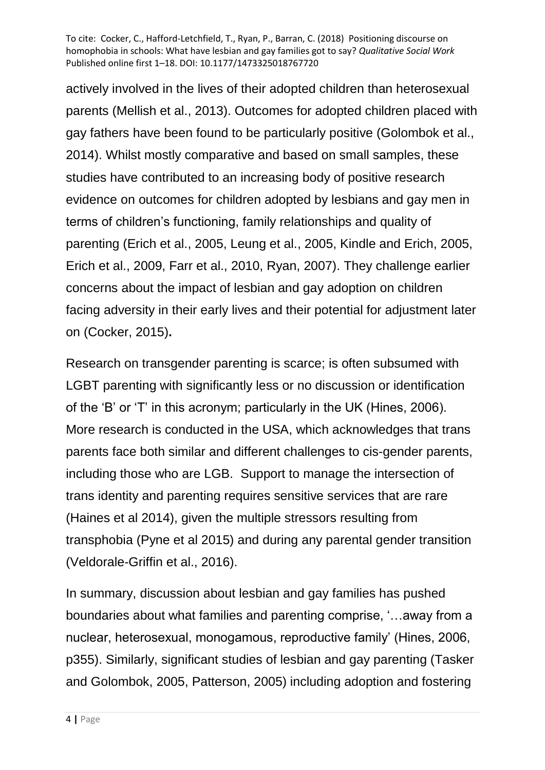actively involved in the lives of their adopted children than heterosexual parents (Mellish et al., 2013). Outcomes for adopted children placed with gay fathers have been found to be particularly positive (Golombok et al., 2014). Whilst mostly comparative and based on small samples, these studies have contributed to an increasing body of positive research evidence on outcomes for children adopted by lesbians and gay men in terms of children's functioning, family relationships and quality of parenting (Erich et al., 2005, Leung et al., 2005, Kindle and Erich, 2005, Erich et al., 2009, Farr et al., 2010, Ryan, 2007). They challenge earlier concerns about the impact of lesbian and gay adoption on children facing adversity in their early lives and their potential for adjustment later on (Cocker, 2015)**.**

Research on transgender parenting is scarce; is often subsumed with LGBT parenting with significantly less or no discussion or identification of the 'B' or 'T' in this acronym; particularly in the UK (Hines, 2006). More research is conducted in the USA, which acknowledges that trans parents face both similar and different challenges to cis-gender parents, including those who are LGB. Support to manage the intersection of trans identity and parenting requires sensitive services that are rare (Haines et al 2014), given the multiple stressors resulting from transphobia (Pyne et al 2015) and during any parental gender transition (Veldorale-Griffin et al., 2016).

In summary, discussion about lesbian and gay families has pushed boundaries about what families and parenting comprise, '…away from a nuclear, heterosexual, monogamous, reproductive family' (Hines, 2006, p355). Similarly, significant studies of lesbian and gay parenting (Tasker and Golombok, 2005, Patterson, 2005) including adoption and fostering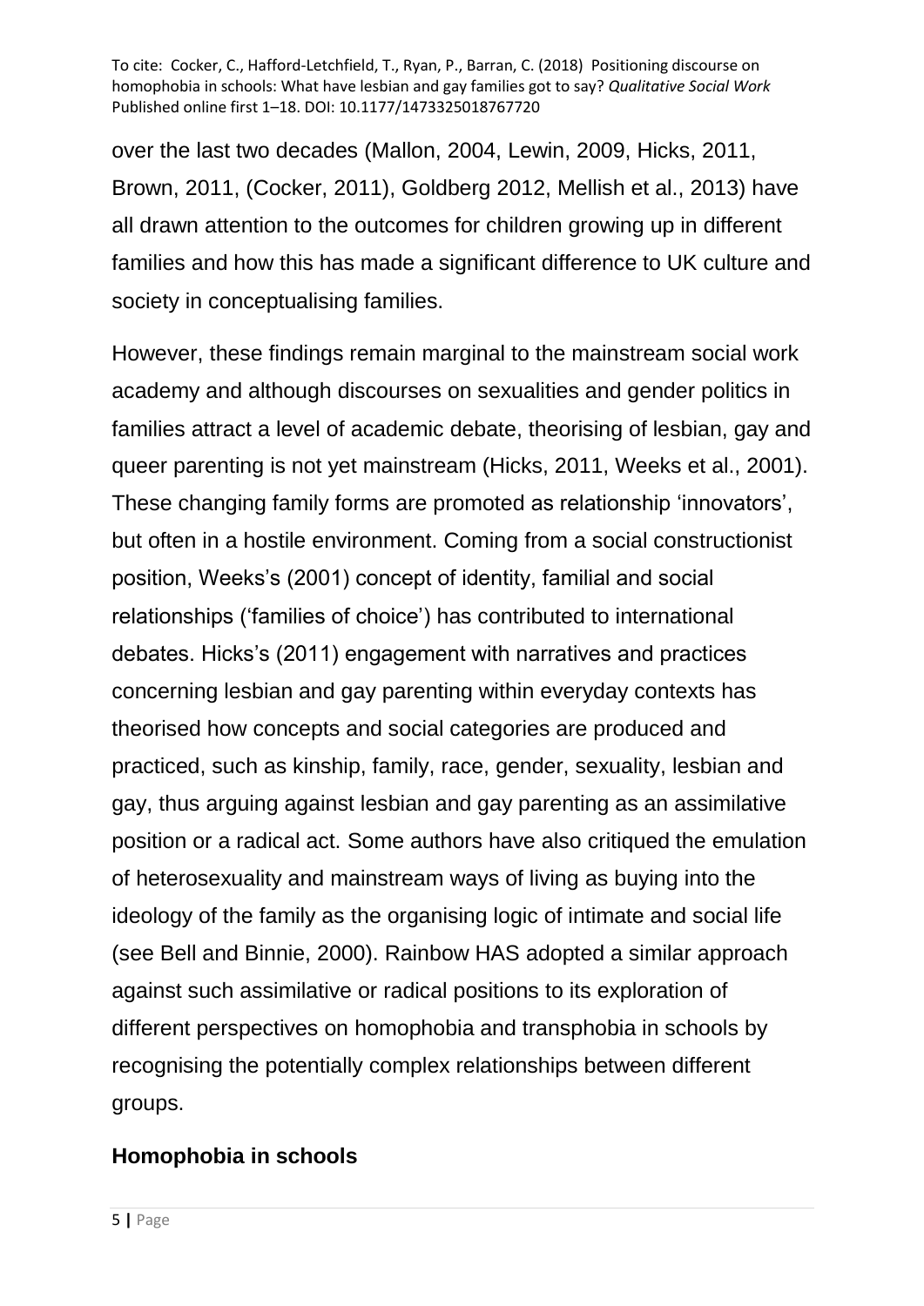over the last two decades (Mallon, 2004, Lewin, 2009, Hicks, 2011, Brown, 2011, (Cocker, 2011), Goldberg 2012, Mellish et al., 2013) have all drawn attention to the outcomes for children growing up in different families and how this has made a significant difference to UK culture and society in conceptualising families.

However, these findings remain marginal to the mainstream social work academy and although discourses on sexualities and gender politics in families attract a level of academic debate, theorising of lesbian, gay and queer parenting is not yet mainstream (Hicks, 2011, Weeks et al., 2001). These changing family forms are promoted as relationship 'innovators', but often in a hostile environment. Coming from a social constructionist position, Weeks's (2001) concept of identity, familial and social relationships ('families of choice') has contributed to international debates. Hicks's (2011) engagement with narratives and practices concerning lesbian and gay parenting within everyday contexts has theorised how concepts and social categories are produced and practiced, such as kinship, family, race, gender, sexuality, lesbian and gay, thus arguing against lesbian and gay parenting as an assimilative position or a radical act. Some authors have also critiqued the emulation of heterosexuality and mainstream ways of living as buying into the ideology of the family as the organising logic of intimate and social life (see Bell and Binnie, 2000). Rainbow HAS adopted a similar approach against such assimilative or radical positions to its exploration of different perspectives on homophobia and transphobia in schools by recognising the potentially complex relationships between different groups.

## Homophobia in schools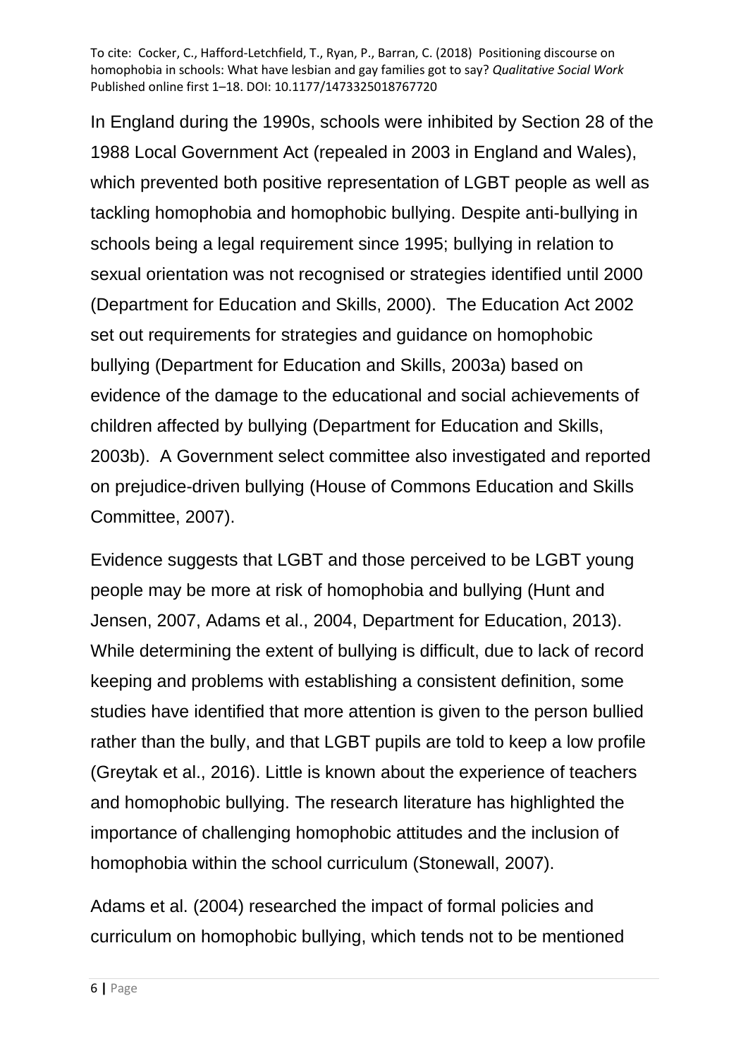In England during the 1990s, schools were inhibited by Section 28 of the 1988 Local Government Act (repealed in 2003 in England and Wales), which prevented both positive representation of LGBT people as well as tackling homophobia and homophobic bullying. Despite anti-bullying in schools being a legal requirement since 1995; bullying in relation to sexual orientation was not recognised or strategies identified until 2000 (Department for Education and Skills, 2000). The Education Act 2002 set out requirements for strategies and guidance on homophobic bullying (Department for Education and Skills, 2003a) based on evidence of the damage to the educational and social achievements of children affected by bullying (Department for Education and Skills, 2003b). A Government select committee also investigated and reported on prejudice-driven bullying (House of Commons Education and Skills Committee, 2007).

Evidence suggests that LGBT and those perceived to be LGBT young people may be more at risk of homophobia and bullying (Hunt and Jensen, 2007, Adams et al., 2004, Department for Education, 2013). While determining the extent of bullying is difficult, due to lack of record keeping and problems with establishing a consistent definition, some studies have identified that more attention is given to the person bullied rather than the bully, and that LGBT pupils are told to keep a low profile (Greytak et al., 2016). Little is known about the experience of teachers and homophobic bullying. The research literature has highlighted the importance of challenging homophobic attitudes and the inclusion of homophobia within the school curriculum (Stonewall, 2007).

Adams et al. (2004) researched the impact of formal policies and curriculum on homophobic bullying, which tends not to be mentioned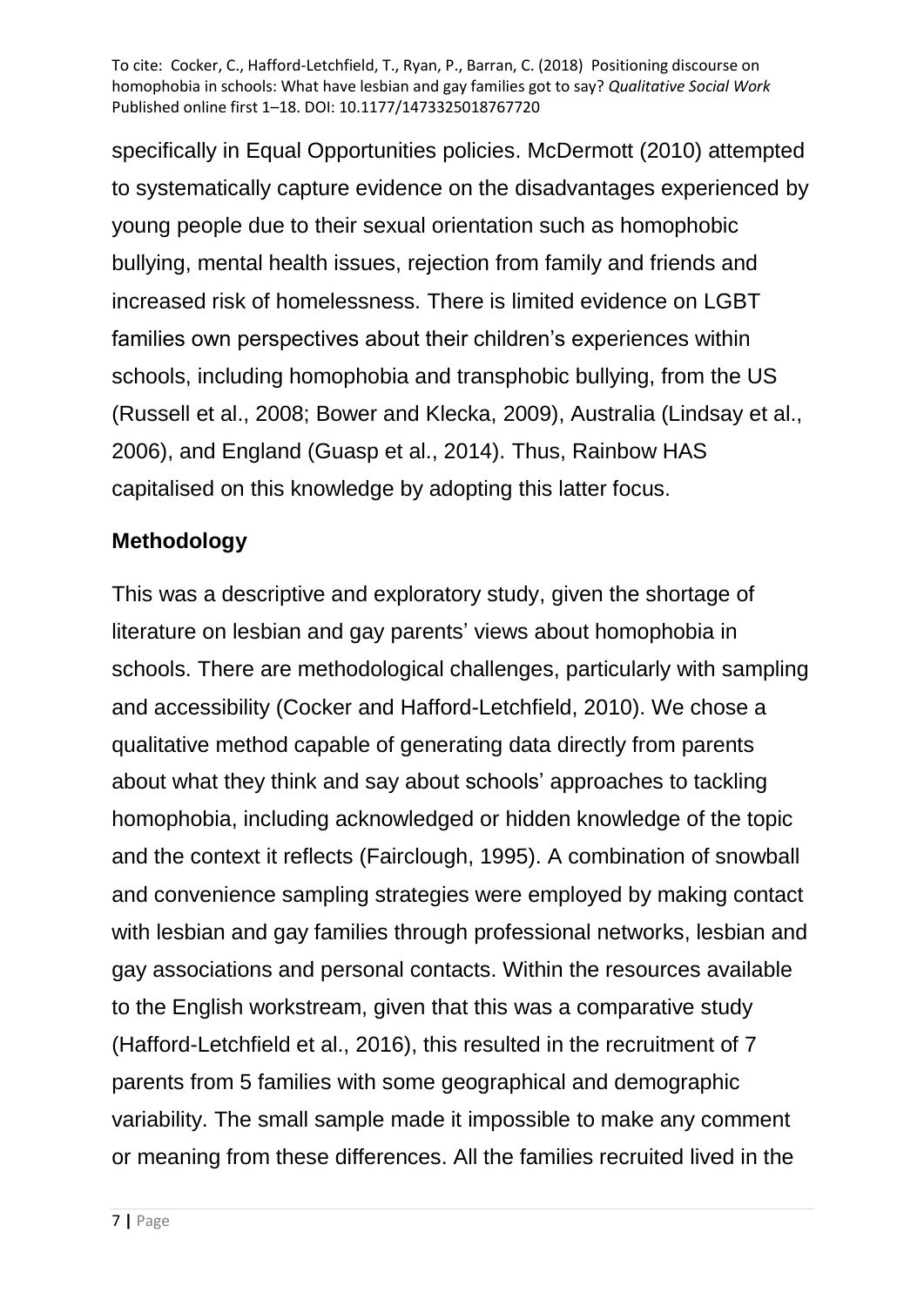specifically in Equal Opportunities policies. McDermott (2010) attempted to systematically capture evidence on the disadvantages experienced by young people due to their sexual orientation such as homophobic bullying, mental health issues, rejection from family and friends and increased risk of homelessness. There is limited evidence on LGBT families own perspectives about their children's experiences within schools, including homophobia and transphobic bullying, from the US (Russell et al., 2008; Bower and Klecka, 2009), Australia (Lindsay et al., 2006), and England (Guasp et al., 2014). Thus, Rainbow HAS capitalised on this knowledge by adopting this latter focus.

## Methodology

This was a descriptive and exploratory study, given the shortage of literature on lesbian and gay parents' views about homophobia in schools. There are methodological challenges, particularly with sampling and accessibility (Cocker and Hafford-Letchfield, 2010). We chose a qualitative method capable of generating data directly from parents about what they think and say about schools' approaches to tackling homophobia, including acknowledged or hidden knowledge of the topic and the context it reflects (Fairclough, 1995). A combination of snowball and convenience sampling strategies were employed by making contact with lesbian and gay families through professional networks, lesbian and gay associations and personal contacts. Within the resources available to the English workstream, given that this was a comparative study (Hafford-Letchfield et al., 2016), this resulted in the recruitment of 7 parents from 5 families with some geographical and demographic variability. The small sample made it impossible to make any comment or meaning from these differences. All the families recruited lived in the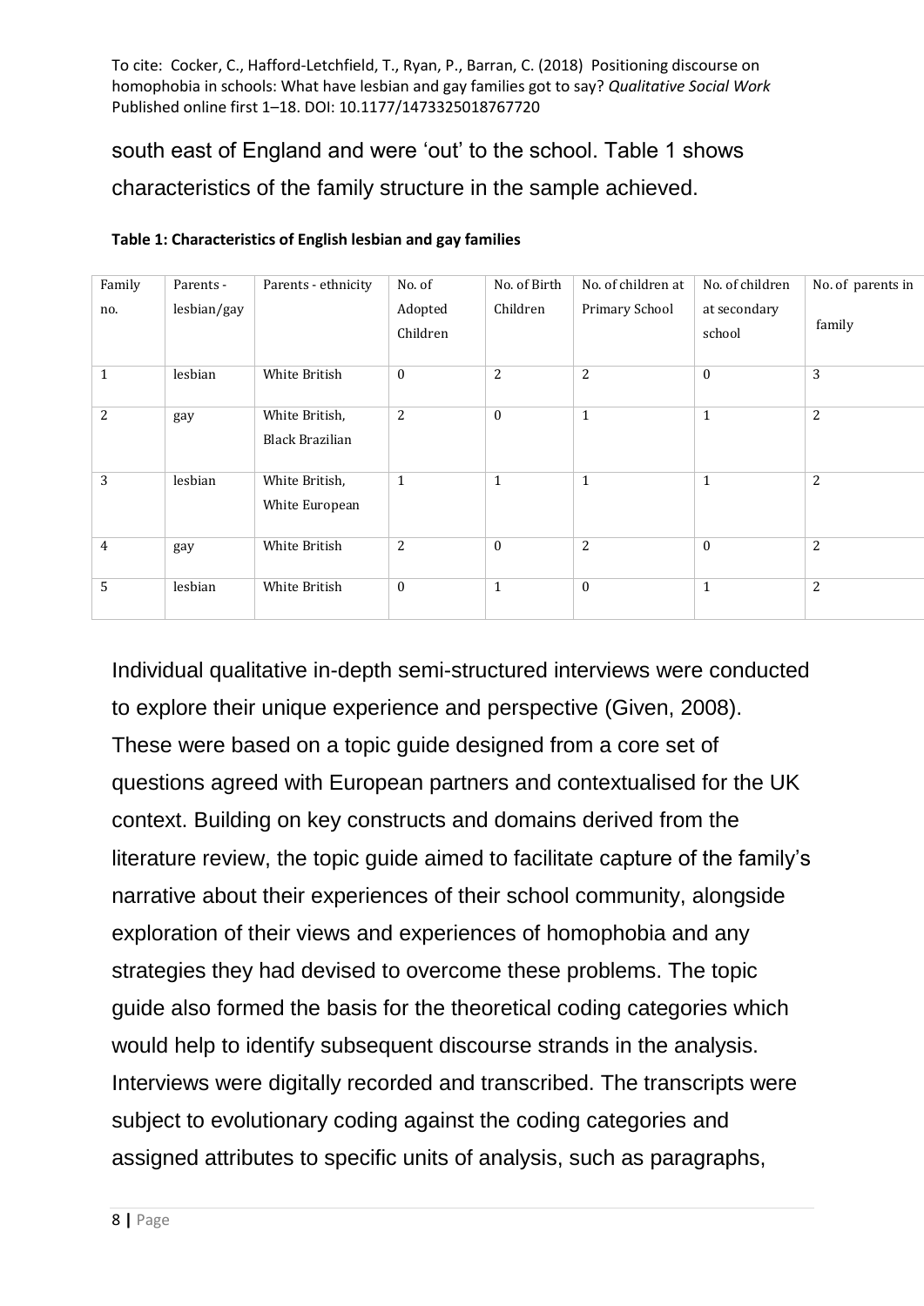south east of England and were 'out' to the school. Table 1 shows characteristics of the family structure in the sample achieved.

**Table 1: Characteristics of English lesbian and gay families**

| Family no. | Parents - lesbian/gay | Parents - ethnicity | No. of Adopted Children | No. of Birth Children | No. of children at Primary School | No. of children at secondary school | No. of parents in family |
|---|---|---|---|---|---|---|---|
| 1 | lesbian | White British | 0 | 2 | 2 | 0 | 3 |
| 2 | gay | White British, Black Brazilian | 2 | 0 | 1 | 1 | 2 |
| 3 | lesbian | White British, White European | 1 | 1 | 1 | 1 | 2 |
| 4 | gay | White British | 2 | 0 | 2 | 0 | 2 |
| 5 | lesbian | White British | 0 | 1 | 0 | 1 | 2 |

Individual qualitative in-depth semi-structured interviews were conducted to explore their unique experience and perspective (Given, 2008). These were based on a topic guide designed from a core set of questions agreed with European partners and contextualised for the UK context. Building on key constructs and domains derived from the literature review, the topic guide aimed to facilitate capture of the family's narrative about their experiences of their school community, alongside exploration of their views and experiences of homophobia and any strategies they had devised to overcome these problems. The topic guide also formed the basis for the theoretical coding categories which would help to identify subsequent discourse strands in the analysis. Interviews were digitally recorded and transcribed. The transcripts were subject to evolutionary coding against the coding categories and assigned attributes to specific units of analysis, such as paragraphs,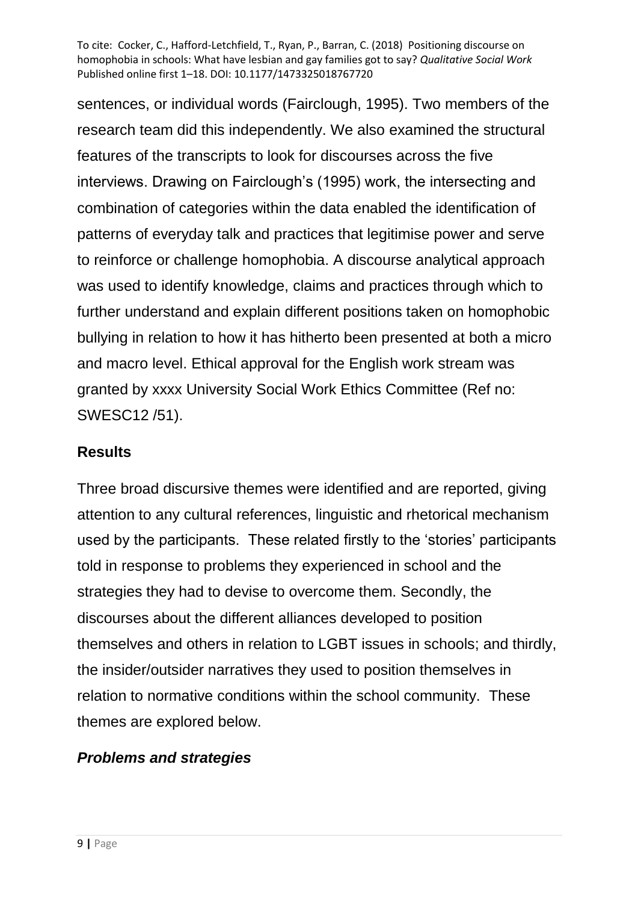sentences, or individual words (Fairclough, 1995). Two members of the research team did this independently. We also examined the structural features of the transcripts to look for discourses across the five interviews. Drawing on Fairclough's (1995) work, the intersecting and combination of categories within the data enabled the identification of patterns of everyday talk and practices that legitimise power and serve to reinforce or challenge homophobia. A discourse analytical approach was used to identify knowledge, claims and practices through which to further understand and explain different positions taken on homophobic bullying in relation to how it has hitherto been presented at both a micro and macro level. Ethical approval for the English work stream was granted by xxxx University Social Work Ethics Committee (Ref no: SWESC12 /51).

## Results

Three broad discursive themes were identified and are reported, giving attention to any cultural references, linguistic and rhetorical mechanism used by the participants. These related firstly to the 'stories' participants told in response to problems they experienced in school and the strategies they had to devise to overcome them. Secondly, the discourses about the different alliances developed to position themselves and others in relation to LGBT issues in schools; and thirdly, the insider/outsider narratives they used to position themselves in relation to normative conditions within the school community. These themes are explored below.

### *Problems and strategies*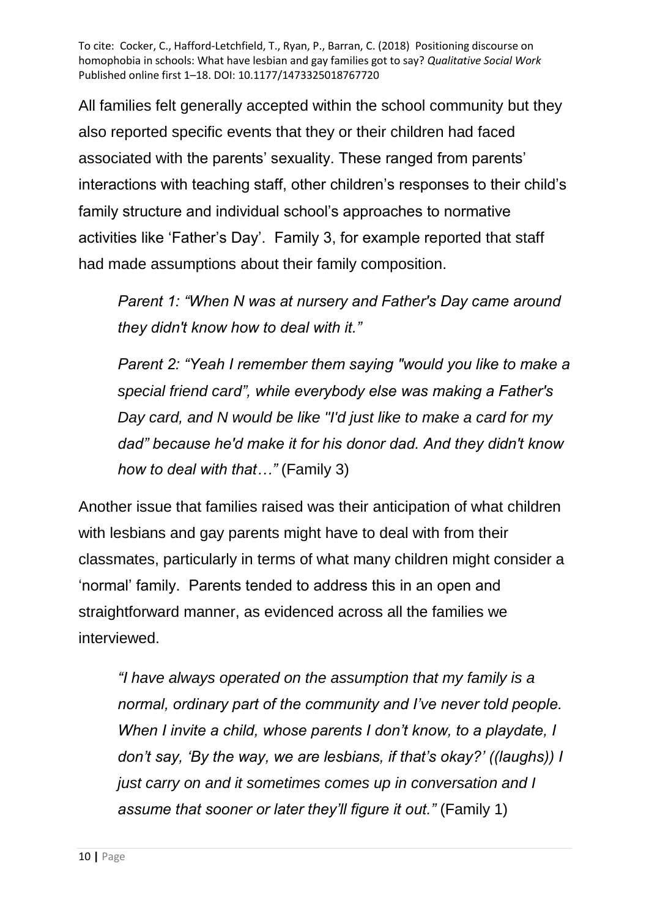All families felt generally accepted within the school community but they also reported specific events that they or their children had faced associated with the parents' sexuality. These ranged from parents' interactions with teaching staff, other children's responses to their child's family structure and individual school's approaches to normative activities like 'Father's Day'. Family 3, for example reported that staff had made assumptions about their family composition.

> *Parent 1: "When N was at nursery and Father's Day came around they didn't know how to deal with it."*
>
> *Parent 2: "Yeah I remember them saying "would you like to make a special friend card", while everybody else was making a Father's Day card, and N would be like "I'd just like to make a card for my dad" because he'd make it for his donor dad. And they didn't know how to deal with that…"* (Family 3)

Another issue that families raised was their anticipation of what children with lesbians and gay parents might have to deal with from their classmates, particularly in terms of what many children might consider a 'normal' family. Parents tended to address this in an open and straightforward manner, as evidenced across all the families we interviewed.

> *"I have always operated on the assumption that my family is a normal, ordinary part of the community and I've never told people. When I invite a child, whose parents I don't know, to a playdate, I don't say, 'By the way, we are lesbians, if that's okay?' ((laughs)) I just carry on and it sometimes comes up in conversation and I assume that sooner or later they'll figure it out."* (Family 1)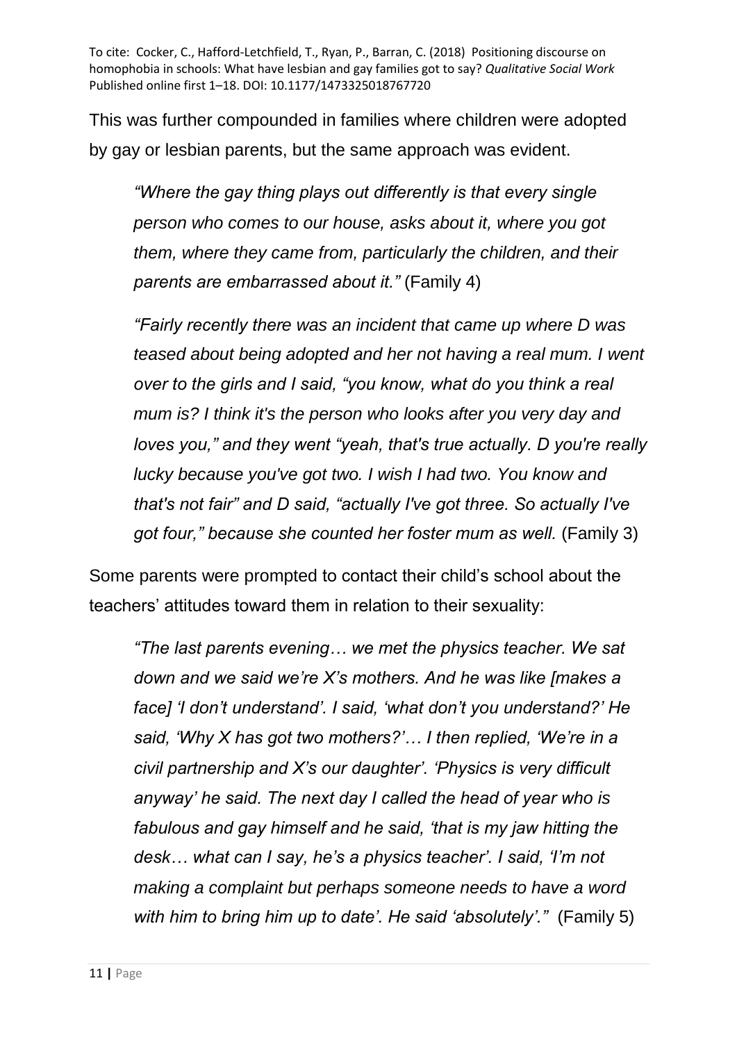This was further compounded in families where children were adopted by gay or lesbian parents, but the same approach was evident.

> *"Where the gay thing plays out differently is that every single person who comes to our house, asks about it, where you got them, where they came from, particularly the children, and their parents are embarrassed about it."* (Family 4)

> *"Fairly recently there was an incident that came up where D was teased about being adopted and her not having a real mum. I went over to the girls and I said, "you know, what do you think a real mum is? I think it's the person who looks after you very day and loves you," and they went "yeah, that's true actually. D you're really lucky because you've got two. I wish I had two. You know and that's not fair" and D said, "actually I've got three. So actually I've got four," because she counted her foster mum as well.* (Family 3)

Some parents were prompted to contact their child's school about the teachers' attitudes toward them in relation to their sexuality:

> *"The last parents evening… we met the physics teacher. We sat down and we said we're X's mothers. And he was like [makes a face] 'I don't understand'. I said, 'what don't you understand?' He said, 'Why X has got two mothers?'… I then replied, 'We're in a civil partnership and X's our daughter'. 'Physics is very difficult anyway' he said. The next day I called the head of year who is fabulous and gay himself and he said, 'that is my jaw hitting the desk… what can I say, he's a physics teacher'. I said, 'I'm not making a complaint but perhaps someone needs to have a word with him to bring him up to date'. He said 'absolutely'."* (Family 5)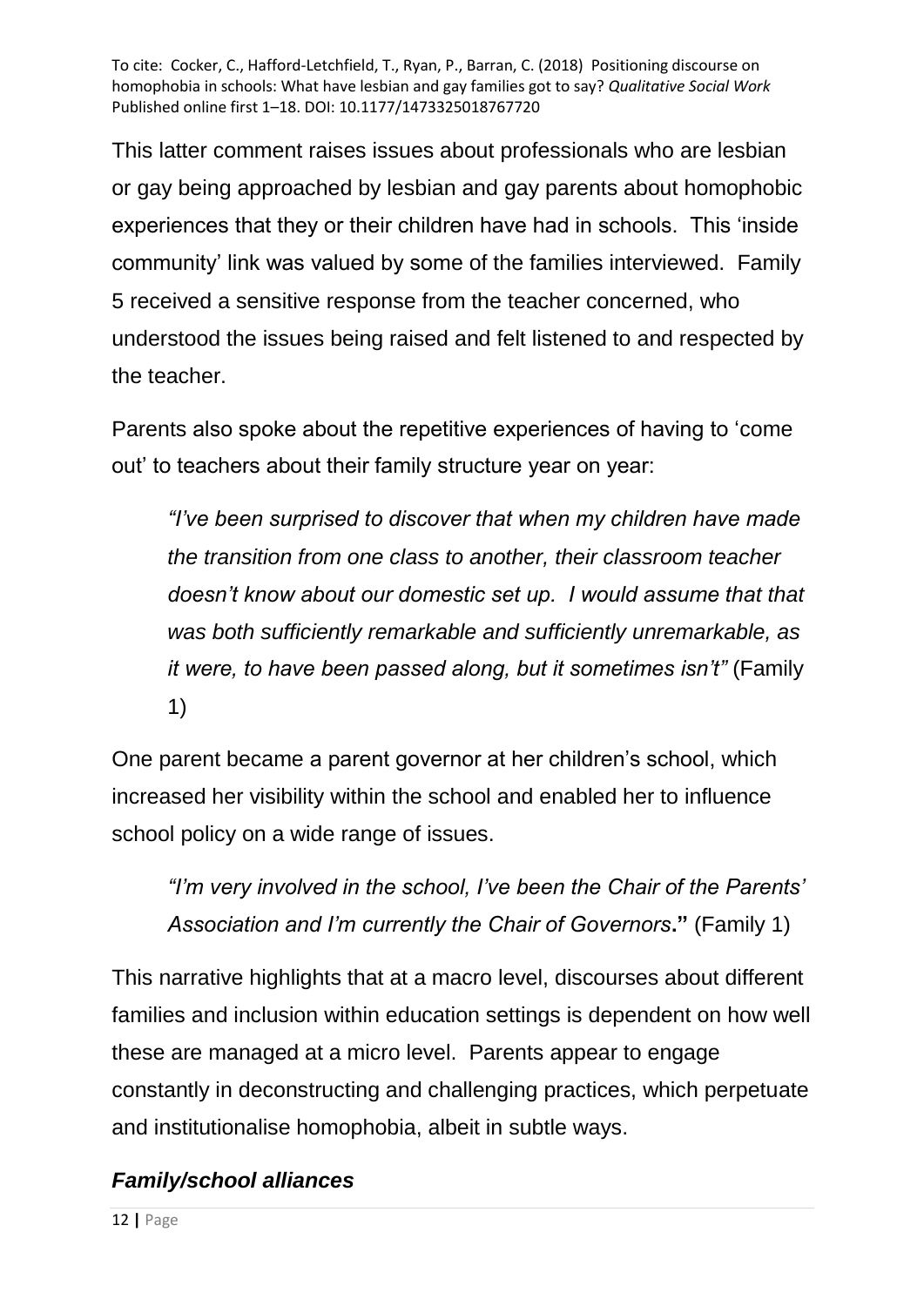This latter comment raises issues about professionals who are lesbian or gay being approached by lesbian and gay parents about homophobic experiences that they or their children have had in schools. This 'inside community' link was valued by some of the families interviewed. Family 5 received a sensitive response from the teacher concerned, who understood the issues being raised and felt listened to and respected by the teacher.

Parents also spoke about the repetitive experiences of having to 'come out' to teachers about their family structure year on year:

> *"I've been surprised to discover that when my children have made the transition from one class to another, their classroom teacher doesn't know about our domestic set up. I would assume that that was both sufficiently remarkable and sufficiently unremarkable, as it were, to have been passed along, but it sometimes isn't"* (Family 1)

One parent became a parent governor at her children's school, which increased her visibility within the school and enabled her to influence school policy on a wide range of issues.

> *"I'm very involved in the school, I've been the Chair of the Parents' Association and I'm currently the Chair of Governors***."** (Family 1)

This narrative highlights that at a macro level, discourses about different families and inclusion within education settings is dependent on how well these are managed at a micro level. Parents appear to engage constantly in deconstructing and challenging practices, which perpetuate and institutionalise homophobia, albeit in subtle ways.

### *Family/school alliances*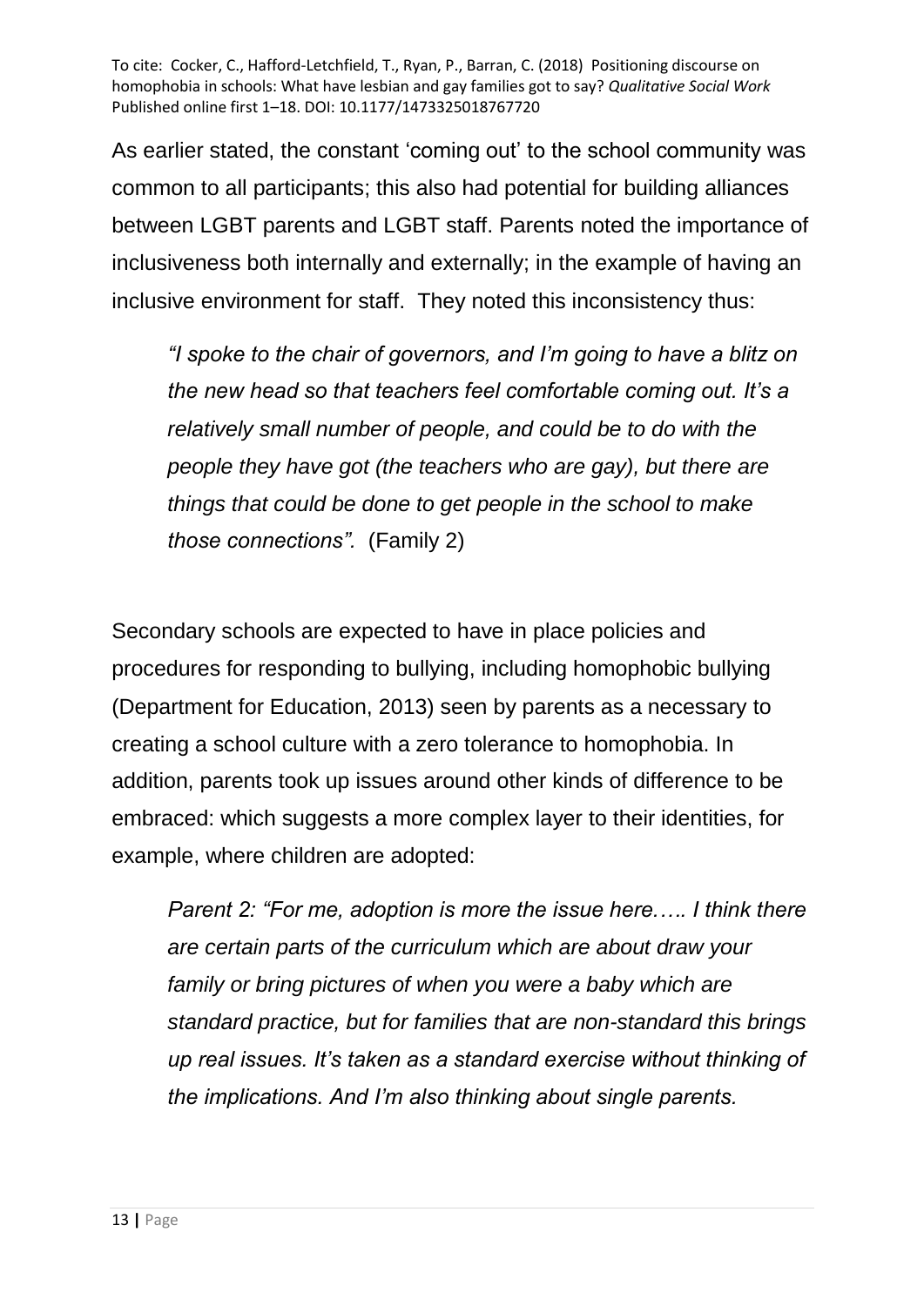As earlier stated, the constant 'coming out' to the school community was common to all participants; this also had potential for building alliances between LGBT parents and LGBT staff. Parents noted the importance of inclusiveness both internally and externally; in the example of having an inclusive environment for staff. They noted this inconsistency thus:

> *"I spoke to the chair of governors, and I'm going to have a blitz on the new head so that teachers feel comfortable coming out. It's a relatively small number of people, and could be to do with the people they have got (the teachers who are gay), but there are things that could be done to get people in the school to make those connections".* (Family 2)

Secondary schools are expected to have in place policies and procedures for responding to bullying, including homophobic bullying (Department for Education, 2013) seen by parents as a necessary to creating a school culture with a zero tolerance to homophobia. In addition, parents took up issues around other kinds of difference to be embraced: which suggests a more complex layer to their identities, for example, where children are adopted:

> *Parent 2: "For me, adoption is more the issue here….. I think there are certain parts of the curriculum which are about draw your family or bring pictures of when you were a baby which are standard practice, but for families that are non-standard this brings up real issues. It's taken as a standard exercise without thinking of the implications. And I'm also thinking about single parents.*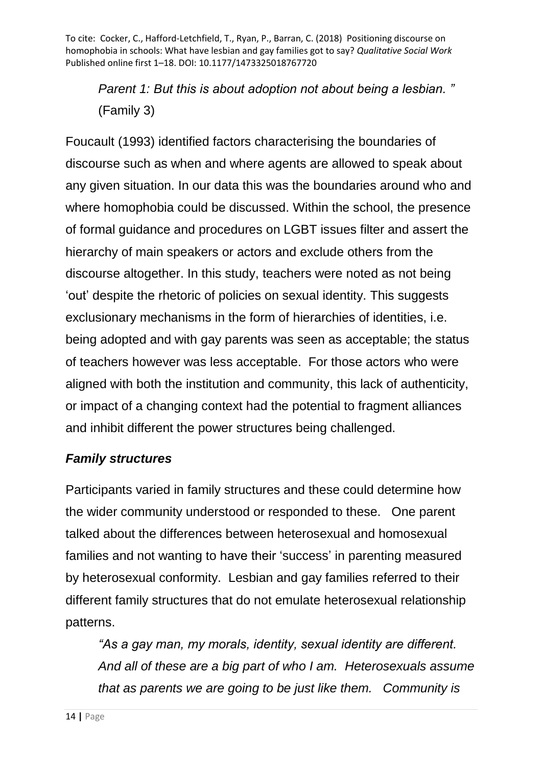*Parent 1: But this is about adoption not about being a lesbian. "* (Family 3)

Foucault (1993) identified factors characterising the boundaries of discourse such as when and where agents are allowed to speak about any given situation. In our data this was the boundaries around who and where homophobia could be discussed. Within the school, the presence of formal guidance and procedures on LGBT issues filter and assert the hierarchy of main speakers or actors and exclude others from the discourse altogether. In this study, teachers were noted as not being 'out' despite the rhetoric of policies on sexual identity. This suggests exclusionary mechanisms in the form of hierarchies of identities, i.e. being adopted and with gay parents was seen as acceptable; the status of teachers however was less acceptable. For those actors who were aligned with both the institution and community, this lack of authenticity, or impact of a changing context had the potential to fragment alliances and inhibit different the power structures being challenged.

### *Family structures*

Participants varied in family structures and these could determine how the wider community understood or responded to these. One parent talked about the differences between heterosexual and homosexual families and not wanting to have their 'success' in parenting measured by heterosexual conformity. Lesbian and gay families referred to their different family structures that do not emulate heterosexual relationship patterns.

*"As a gay man, my morals, identity, sexual identity are different. And all of these are a big part of who I am. Heterosexuals assume that as parents we are going to be just like them. Community is*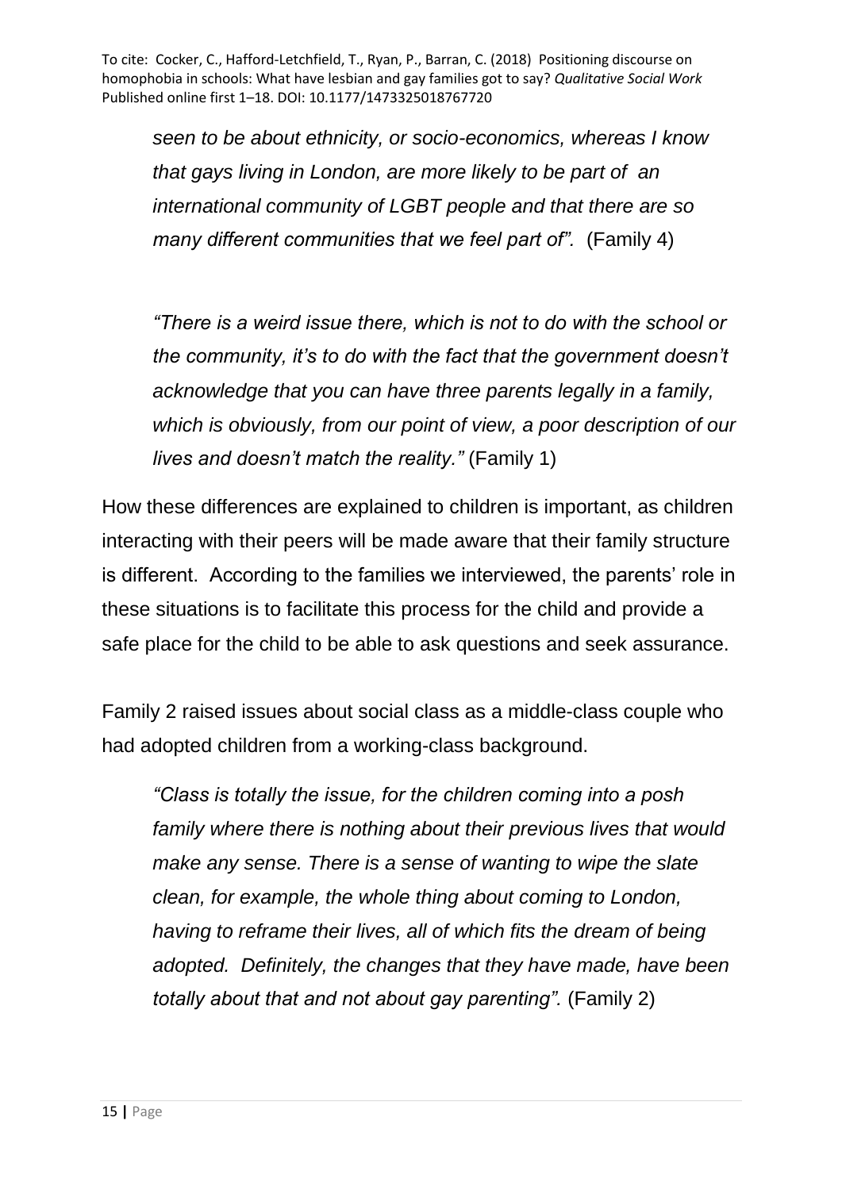*seen to be about ethnicity, or socio-economics, whereas I know that gays living in London, are more likely to be part of an international community of LGBT people and that there are so many different communities that we feel part of".* (Family 4)

*"There is a weird issue there, which is not to do with the school or the community, it's to do with the fact that the government doesn't acknowledge that you can have three parents legally in a family, which is obviously, from our point of view, a poor description of our lives and doesn't match the reality."* (Family 1)

How these differences are explained to children is important, as children interacting with their peers will be made aware that their family structure is different. According to the families we interviewed, the parents' role in these situations is to facilitate this process for the child and provide a safe place for the child to be able to ask questions and seek assurance.

Family 2 raised issues about social class as a middle-class couple who had adopted children from a working-class background.

*"Class is totally the issue, for the children coming into a posh family where there is nothing about their previous lives that would make any sense. There is a sense of wanting to wipe the slate clean, for example, the whole thing about coming to London, having to reframe their lives, all of which fits the dream of being adopted. Definitely, the changes that they have made, have been totally about that and not about gay parenting".* (Family 2)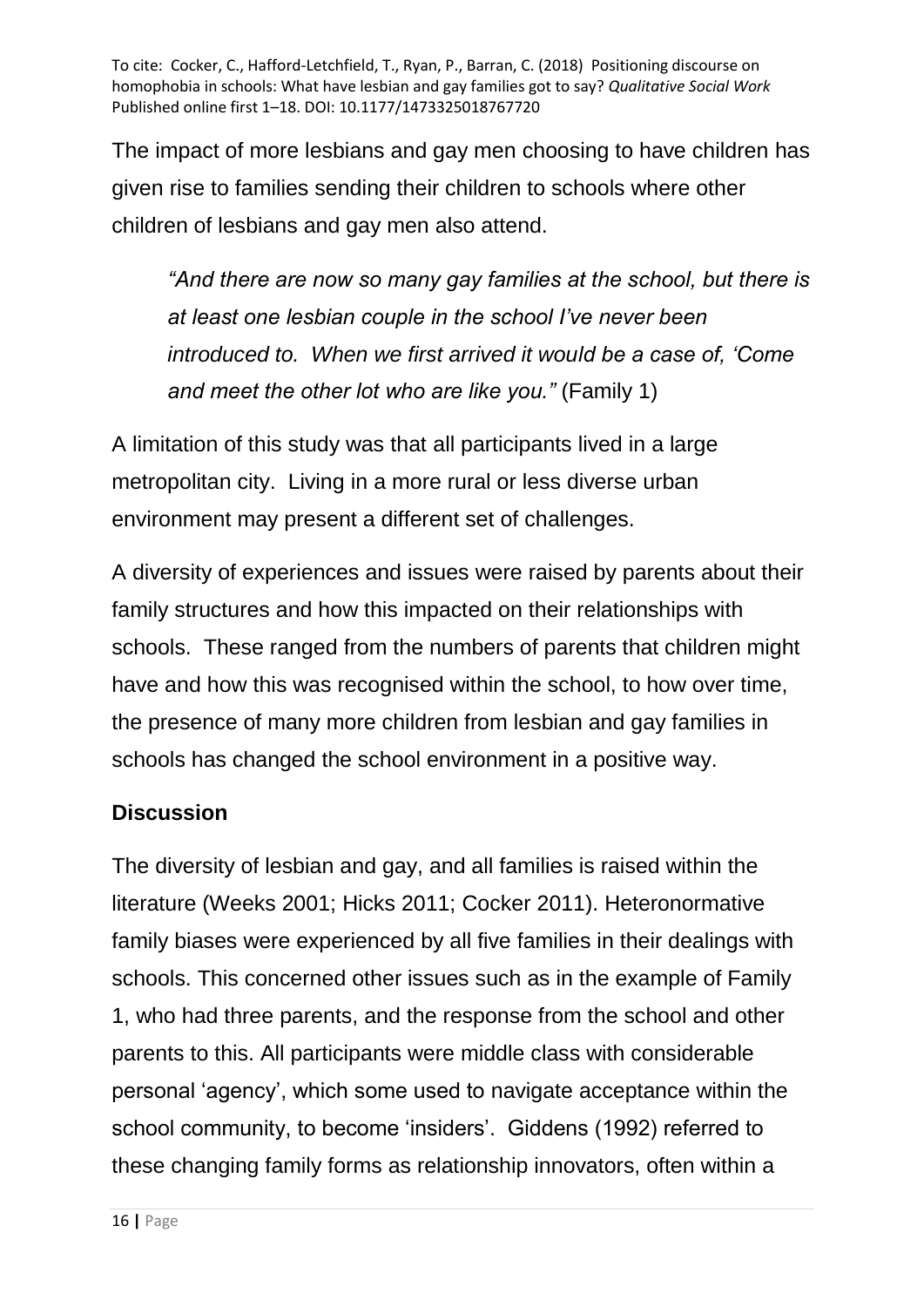The impact of more lesbians and gay men choosing to have children has given rise to families sending their children to schools where other children of lesbians and gay men also attend.

> *"And there are now so many gay families at the school, but there is at least one lesbian couple in the school I've never been introduced to. When we first arrived it would be a case of, 'Come and meet the other lot who are like you."* (Family 1)

A limitation of this study was that all participants lived in a large metropolitan city. Living in a more rural or less diverse urban environment may present a different set of challenges.

A diversity of experiences and issues were raised by parents about their family structures and how this impacted on their relationships with schools. These ranged from the numbers of parents that children might have and how this was recognised within the school, to how over time, the presence of many more children from lesbian and gay families in schools has changed the school environment in a positive way.

## Discussion

The diversity of lesbian and gay, and all families is raised within the literature (Weeks 2001; Hicks 2011; Cocker 2011). Heteronormative family biases were experienced by all five families in their dealings with schools. This concerned other issues such as in the example of Family 1, who had three parents, and the response from the school and other parents to this. All participants were middle class with considerable personal 'agency', which some used to navigate acceptance within the school community, to become 'insiders'. Giddens (1992) referred to these changing family forms as relationship innovators, often within a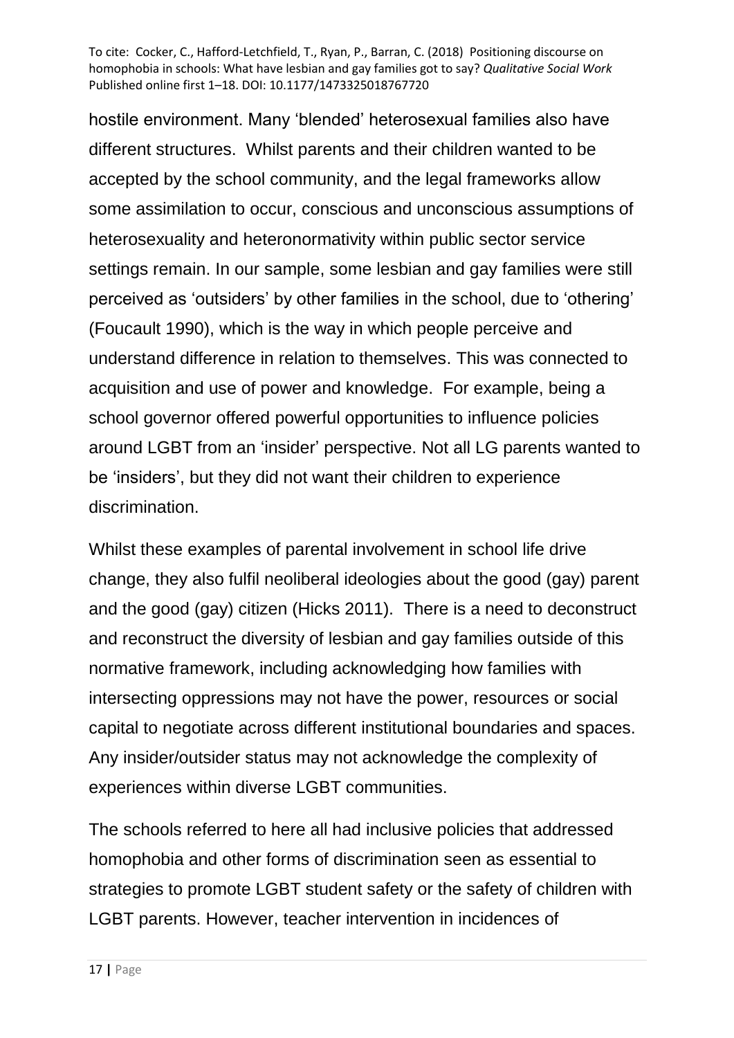hostile environment. Many ‘blended’ heterosexual families also have different structures. Whilst parents and their children wanted to be accepted by the school community, and the legal frameworks allow some assimilation to occur, conscious and unconscious assumptions of heterosexuality and heteronormativity within public sector service settings remain. In our sample, some lesbian and gay families were still perceived as ‘outsiders’ by other families in the school, due to ‘othering’ (Foucault 1990), which is the way in which people perceive and understand difference in relation to themselves. This was connected to acquisition and use of power and knowledge. For example, being a school governor offered powerful opportunities to influence policies around LGBT from an ‘insider’ perspective. Not all LG parents wanted to be ‘insiders’, but they did not want their children to experience discrimination.

Whilst these examples of parental involvement in school life drive change, they also fulfil neoliberal ideologies about the good (gay) parent and the good (gay) citizen (Hicks 2011). There is a need to deconstruct and reconstruct the diversity of lesbian and gay families outside of this normative framework, including acknowledging how families with intersecting oppressions may not have the power, resources or social capital to negotiate across different institutional boundaries and spaces. Any insider/outsider status may not acknowledge the complexity of experiences within diverse LGBT communities.

The schools referred to here all had inclusive policies that addressed homophobia and other forms of discrimination seen as essential to strategies to promote LGBT student safety or the safety of children with LGBT parents. However, teacher intervention in incidences of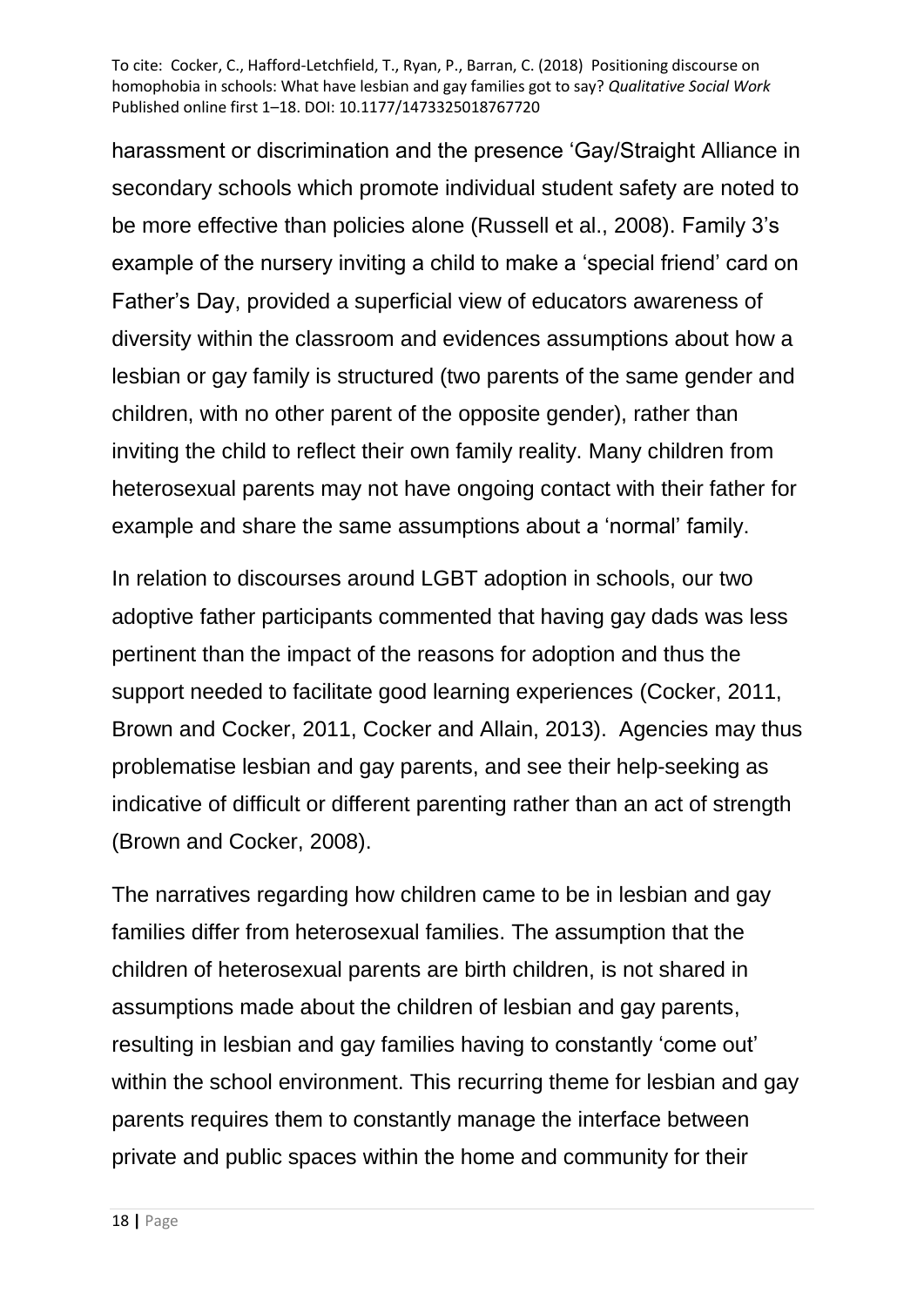harassment or discrimination and the presence 'Gay/Straight Alliance in secondary schools which promote individual student safety are noted to be more effective than policies alone (Russell et al., 2008). Family 3's example of the nursery inviting a child to make a 'special friend' card on Father's Day, provided a superficial view of educators awareness of diversity within the classroom and evidences assumptions about how a lesbian or gay family is structured (two parents of the same gender and children, with no other parent of the opposite gender), rather than inviting the child to reflect their own family reality. Many children from heterosexual parents may not have ongoing contact with their father for example and share the same assumptions about a 'normal' family.

In relation to discourses around LGBT adoption in schools, our two adoptive father participants commented that having gay dads was less pertinent than the impact of the reasons for adoption and thus the support needed to facilitate good learning experiences (Cocker, 2011, Brown and Cocker, 2011, Cocker and Allain, 2013). Agencies may thus problematise lesbian and gay parents, and see their help-seeking as indicative of difficult or different parenting rather than an act of strength (Brown and Cocker, 2008).

The narratives regarding how children came to be in lesbian and gay families differ from heterosexual families. The assumption that the children of heterosexual parents are birth children, is not shared in assumptions made about the children of lesbian and gay parents, resulting in lesbian and gay families having to constantly 'come out' within the school environment. This recurring theme for lesbian and gay parents requires them to constantly manage the interface between private and public spaces within the home and community for their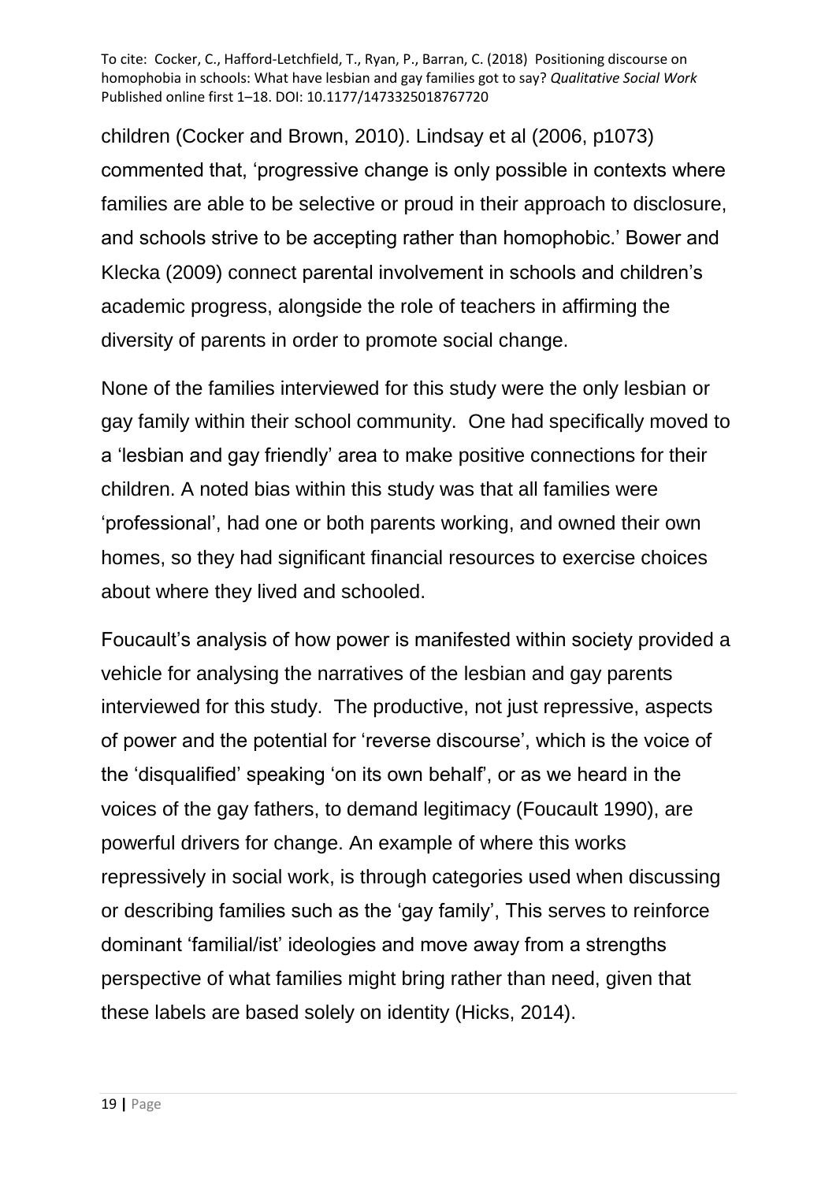children (Cocker and Brown, 2010). Lindsay et al (2006, p1073) commented that, 'progressive change is only possible in contexts where families are able to be selective or proud in their approach to disclosure, and schools strive to be accepting rather than homophobic.' Bower and Klecka (2009) connect parental involvement in schools and children's academic progress, alongside the role of teachers in affirming the diversity of parents in order to promote social change.

None of the families interviewed for this study were the only lesbian or gay family within their school community. One had specifically moved to a 'lesbian and gay friendly' area to make positive connections for their children. A noted bias within this study was that all families were 'professional', had one or both parents working, and owned their own homes, so they had significant financial resources to exercise choices about where they lived and schooled.

Foucault's analysis of how power is manifested within society provided a vehicle for analysing the narratives of the lesbian and gay parents interviewed for this study. The productive, not just repressive, aspects of power and the potential for 'reverse discourse', which is the voice of the 'disqualified' speaking 'on its own behalf', or as we heard in the voices of the gay fathers, to demand legitimacy (Foucault 1990), are powerful drivers for change. An example of where this works repressively in social work, is through categories used when discussing or describing families such as the 'gay family', This serves to reinforce dominant 'familial/ist' ideologies and move away from a strengths perspective of what families might bring rather than need, given that these labels are based solely on identity (Hicks, 2014).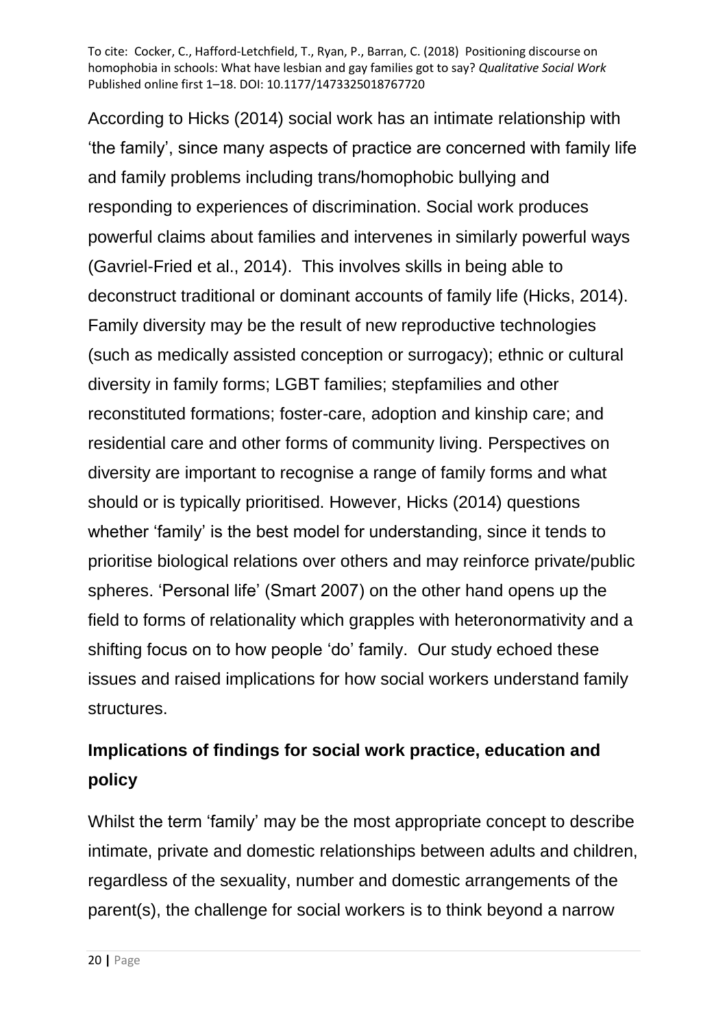According to Hicks (2014) social work has an intimate relationship with 'the family', since many aspects of practice are concerned with family life and family problems including trans/homophobic bullying and responding to experiences of discrimination. Social work produces powerful claims about families and intervenes in similarly powerful ways (Gavriel-Fried et al., 2014). This involves skills in being able to deconstruct traditional or dominant accounts of family life (Hicks, 2014). Family diversity may be the result of new reproductive technologies (such as medically assisted conception or surrogacy); ethnic or cultural diversity in family forms; LGBT families; stepfamilies and other reconstituted formations; foster-care, adoption and kinship care; and residential care and other forms of community living. Perspectives on diversity are important to recognise a range of family forms and what should or is typically prioritised. However, Hicks (2014) questions whether 'family' is the best model for understanding, since it tends to prioritise biological relations over others and may reinforce private/public spheres. 'Personal life' (Smart 2007) on the other hand opens up the field to forms of relationality which grapples with heteronormativity and a shifting focus on to how people 'do' family. Our study echoed these issues and raised implications for how social workers understand family structures.

## Implications of findings for social work practice, education and policy

Whilst the term 'family' may be the most appropriate concept to describe intimate, private and domestic relationships between adults and children, regardless of the sexuality, number and domestic arrangements of the parent(s), the challenge for social workers is to think beyond a narrow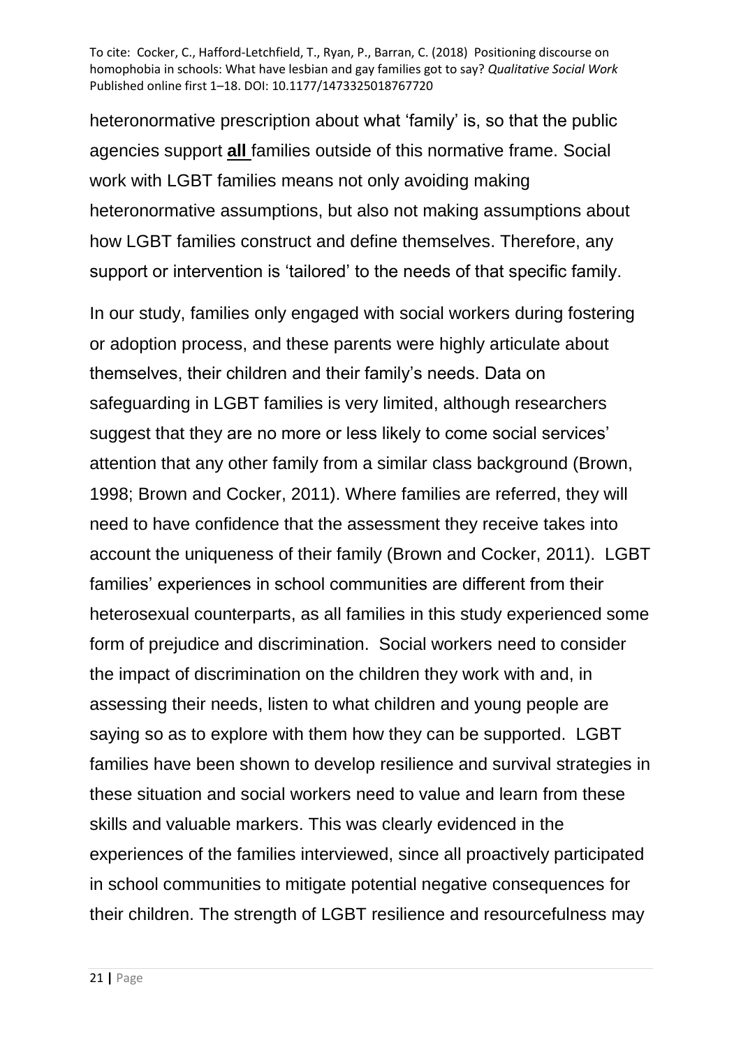heteronormative prescription about what 'family' is, so that the public agencies support **all** families outside of this normative frame. Social work with LGBT families means not only avoiding making heteronormative assumptions, but also not making assumptions about how LGBT families construct and define themselves. Therefore, any support or intervention is 'tailored' to the needs of that specific family.

In our study, families only engaged with social workers during fostering or adoption process, and these parents were highly articulate about themselves, their children and their family's needs. Data on safeguarding in LGBT families is very limited, although researchers suggest that they are no more or less likely to come social services' attention that any other family from a similar class background (Brown, 1998; Brown and Cocker, 2011). Where families are referred, they will need to have confidence that the assessment they receive takes into account the uniqueness of their family (Brown and Cocker, 2011). LGBT families' experiences in school communities are different from their heterosexual counterparts, as all families in this study experienced some form of prejudice and discrimination. Social workers need to consider the impact of discrimination on the children they work with and, in assessing their needs, listen to what children and young people are saying so as to explore with them how they can be supported. LGBT families have been shown to develop resilience and survival strategies in these situation and social workers need to value and learn from these skills and valuable markers. This was clearly evidenced in the experiences of the families interviewed, since all proactively participated in school communities to mitigate potential negative consequences for their children. The strength of LGBT resilience and resourcefulness may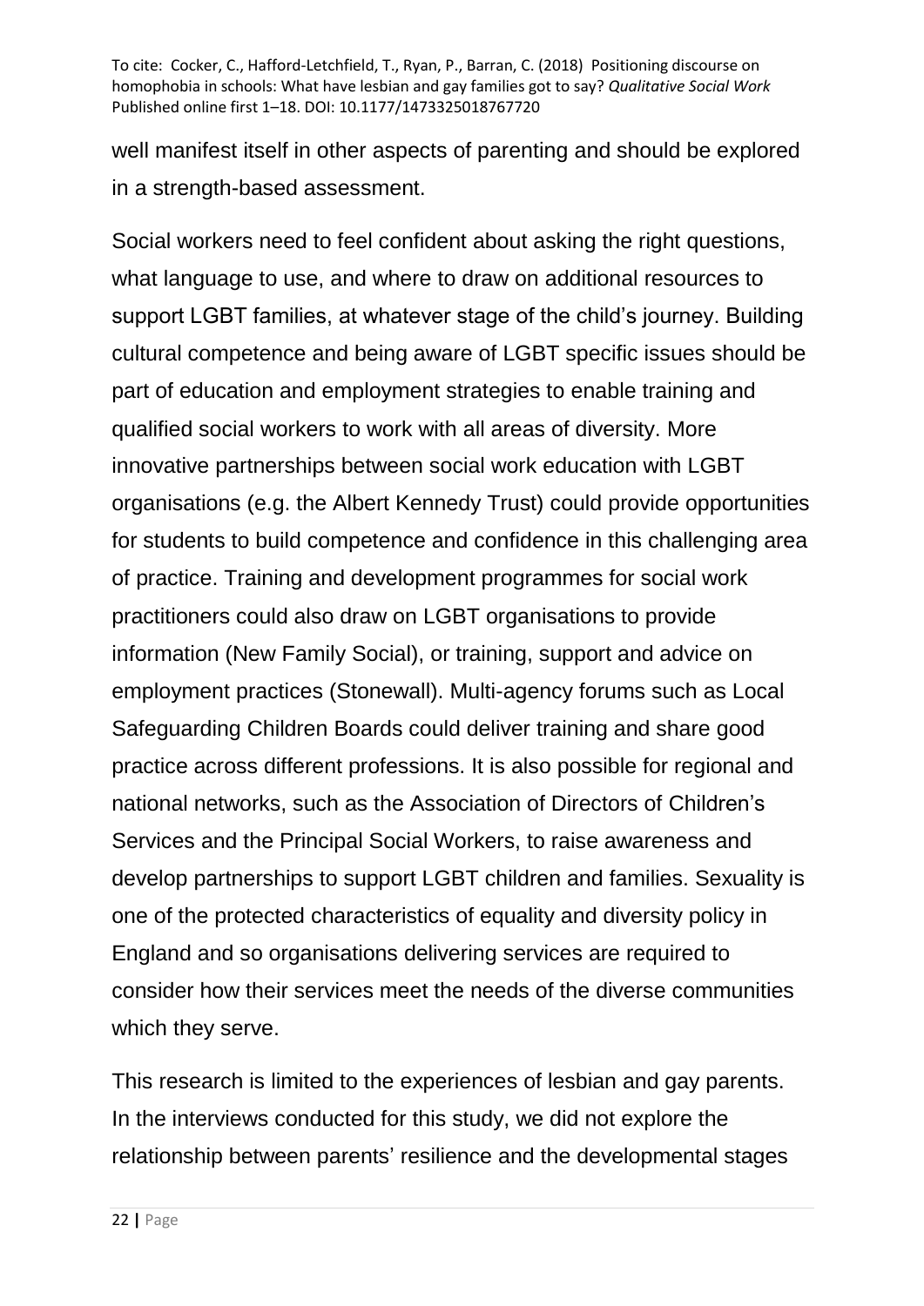well manifest itself in other aspects of parenting and should be explored in a strength-based assessment.

Social workers need to feel confident about asking the right questions, what language to use, and where to draw on additional resources to support LGBT families, at whatever stage of the child's journey. Building cultural competence and being aware of LGBT specific issues should be part of education and employment strategies to enable training and qualified social workers to work with all areas of diversity. More innovative partnerships between social work education with LGBT organisations (e.g. the Albert Kennedy Trust) could provide opportunities for students to build competence and confidence in this challenging area of practice. Training and development programmes for social work practitioners could also draw on LGBT organisations to provide information (New Family Social), or training, support and advice on employment practices (Stonewall). Multi-agency forums such as Local Safeguarding Children Boards could deliver training and share good practice across different professions. It is also possible for regional and national networks, such as the Association of Directors of Children's Services and the Principal Social Workers, to raise awareness and develop partnerships to support LGBT children and families. Sexuality is one of the protected characteristics of equality and diversity policy in England and so organisations delivering services are required to consider how their services meet the needs of the diverse communities which they serve.

This research is limited to the experiences of lesbian and gay parents. In the interviews conducted for this study, we did not explore the relationship between parents' resilience and the developmental stages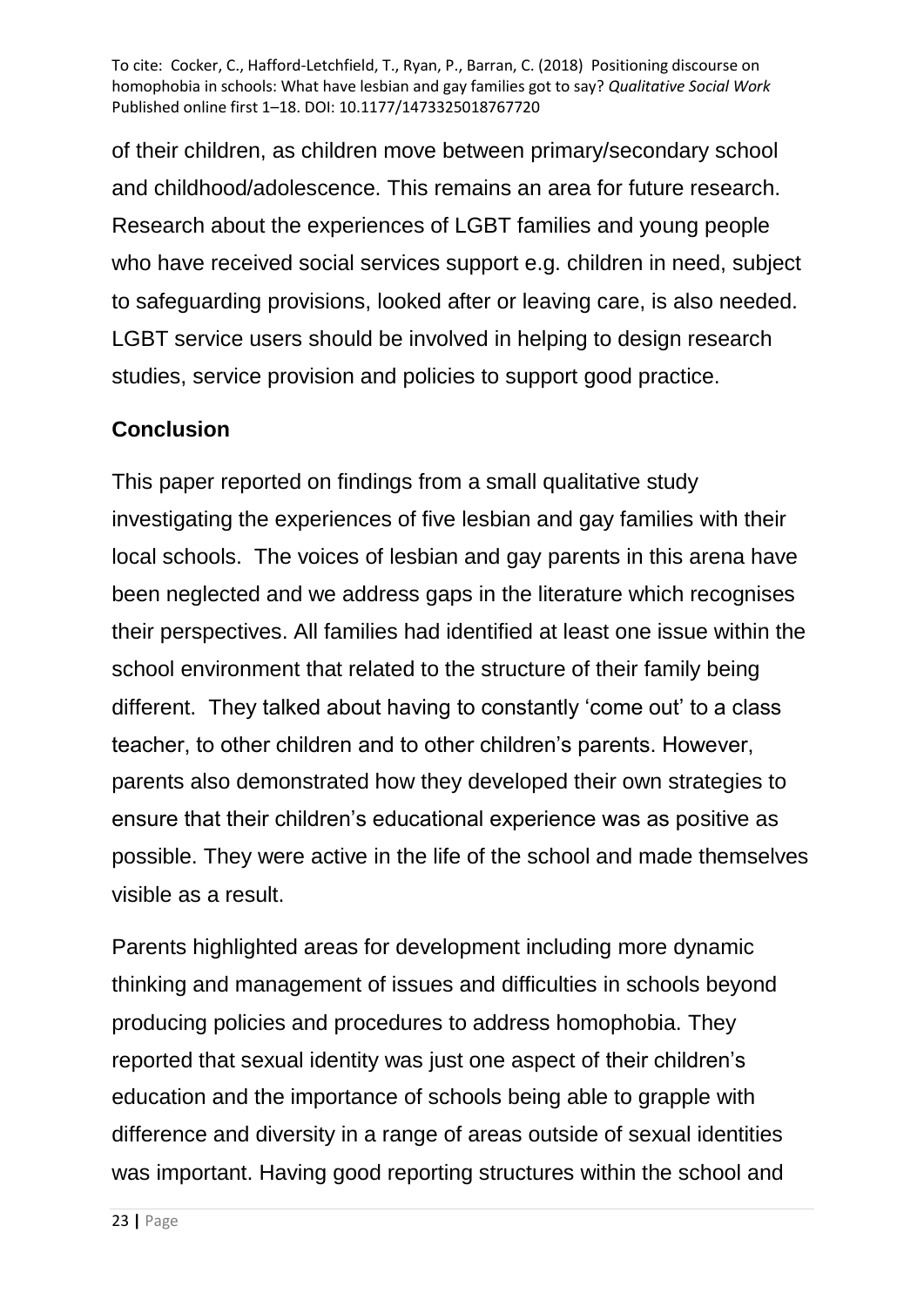of their children, as children move between primary/secondary school and childhood/adolescence. This remains an area for future research. Research about the experiences of LGBT families and young people who have received social services support e.g. children in need, subject to safeguarding provisions, looked after or leaving care, is also needed. LGBT service users should be involved in helping to design research studies, service provision and policies to support good practice.

## Conclusion

This paper reported on findings from a small qualitative study investigating the experiences of five lesbian and gay families with their local schools. The voices of lesbian and gay parents in this arena have been neglected and we address gaps in the literature which recognises their perspectives. All families had identified at least one issue within the school environment that related to the structure of their family being different. They talked about having to constantly 'come out' to a class teacher, to other children and to other children's parents. However, parents also demonstrated how they developed their own strategies to ensure that their children's educational experience was as positive as possible. They were active in the life of the school and made themselves visible as a result.

Parents highlighted areas for development including more dynamic thinking and management of issues and difficulties in schools beyond producing policies and procedures to address homophobia. They reported that sexual identity was just one aspect of their children's education and the importance of schools being able to grapple with difference and diversity in a range of areas outside of sexual identities was important. Having good reporting structures within the school and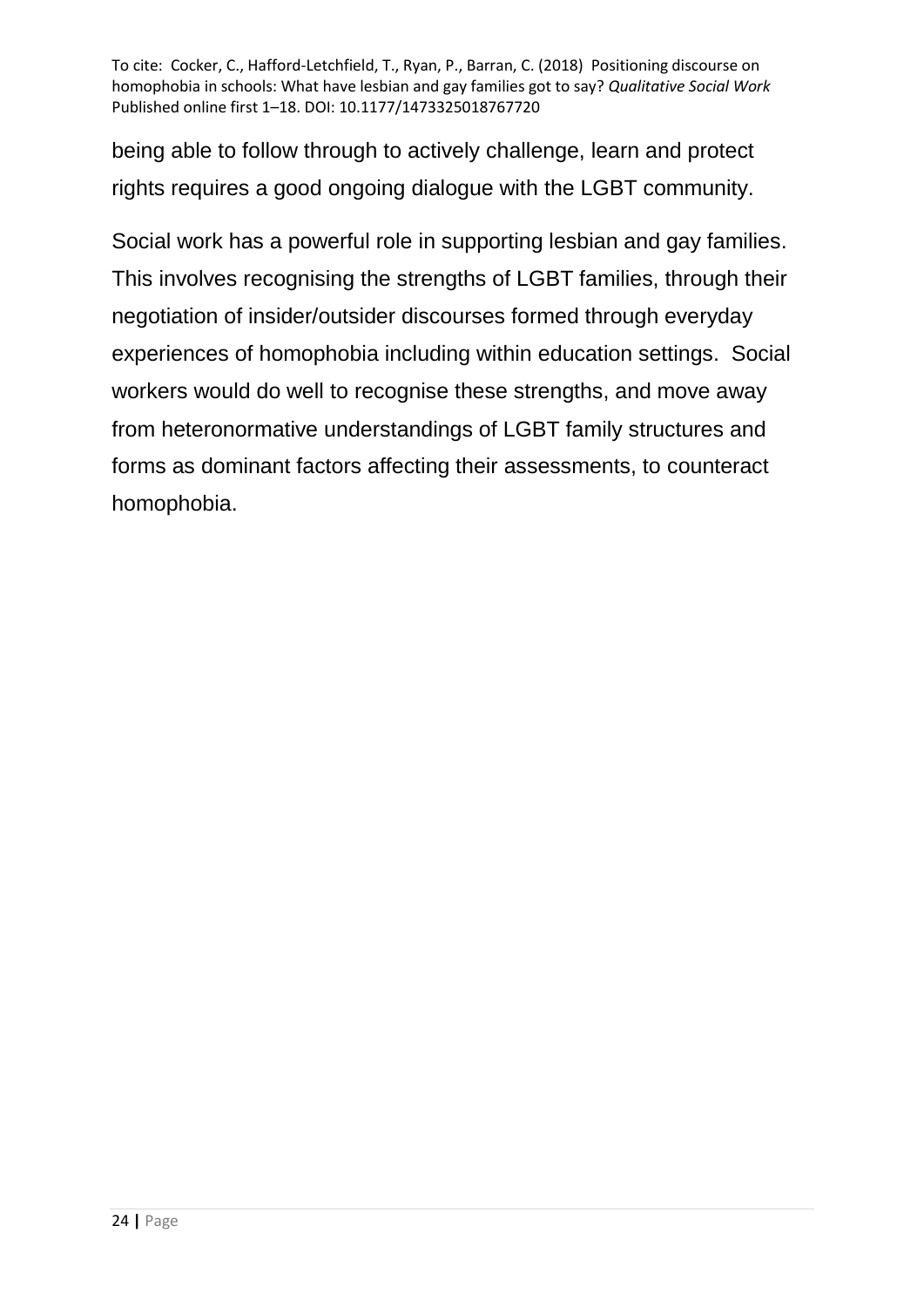being able to follow through to actively challenge, learn and protect rights requires a good ongoing dialogue with the LGBT community.

Social work has a powerful role in supporting lesbian and gay families. This involves recognising the strengths of LGBT families, through their negotiation of insider/outsider discourses formed through everyday experiences of homophobia including within education settings. Social workers would do well to recognise these strengths, and move away from heteronormative understandings of LGBT family structures and forms as dominant factors affecting their assessments, to counteract homophobia.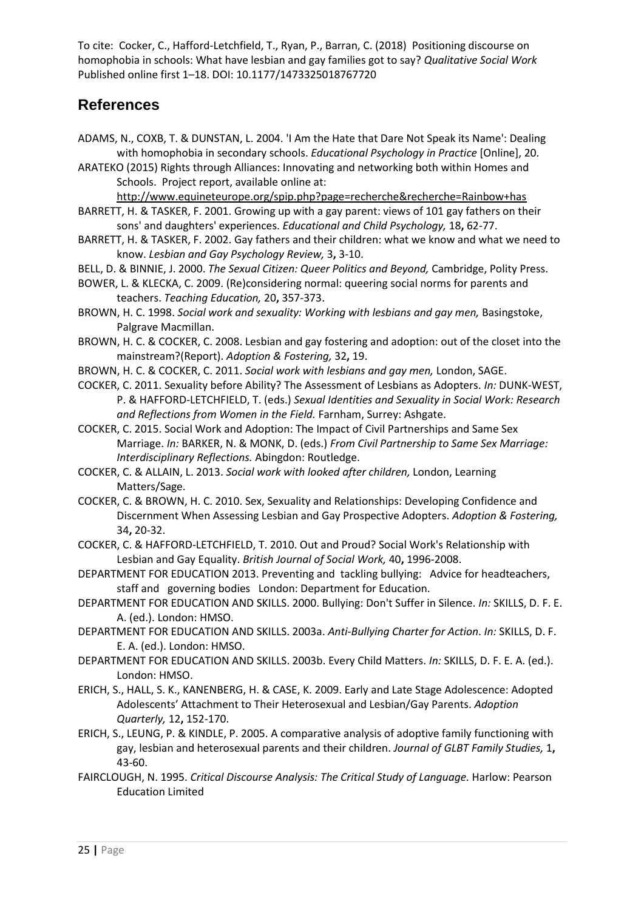To cite: Cocker, C., Hafford-Letchfield, T., Ryan, P., Barran, C. (2018) Positioning discourse on homophobia in schools: What have lesbian and gay families got to say? *Qualitative Social Work* Published online first 1–18. DOI: 10.1177/1473325018767720

## References

ADAMS, N., COXB, T. & DUNSTAN, L. 2004. 'I Am the Hate that Dare Not Speak its Name': Dealing with homophobia in secondary schools. *Educational Psychology in Practice* [Online], 20.

ARATEKO (2015) Rights through Alliances: Innovating and networking both within Homes and Schools. Project report, available online at: http://www.equineteurope.org/spip.php?page=recherche&recherche=Rainbow+has

BARRETT, H. & TASKER, F. 2001. Growing up with a gay parent: views of 101 gay fathers on their sons' and daughters' experiences. *Educational and Child Psychology,* 18**,** 62-77.

BARRETT, H. & TASKER, F. 2002. Gay fathers and their children: what we know and what we need to know. *Lesbian and Gay Psychology Review,* 3**,** 3-10.

BELL, D. & BINNIE, J. 2000. *The Sexual Citizen: Queer Politics and Beyond,* Cambridge, Polity Press.

BOWER, L. & KLECKA, C. 2009. (Re)considering normal: queering social norms for parents and teachers. *Teaching Education,* 20**,** 357-373.

BROWN, H. C. 1998. *Social work and sexuality: Working with lesbians and gay men,* Basingstoke, Palgrave Macmillan.

BROWN, H. C. & COCKER, C. 2008. Lesbian and gay fostering and adoption: out of the closet into the mainstream?(Report). *Adoption & Fostering,* 32**,** 19.

BROWN, H. C. & COCKER, C. 2011. *Social work with lesbians and gay men,* London, SAGE.

COCKER, C. 2011. Sexuality before Ability? The Assessment of Lesbians as Adopters. *In:* DUNK-WEST, P. & HAFFORD-LETCHFIELD, T. (eds.) *Sexual Identities and Sexuality in Social Work: Research and Reflections from Women in the Field.* Farnham, Surrey: Ashgate.

COCKER, C. 2015. Social Work and Adoption: The Impact of Civil Partnerships and Same Sex Marriage. *In:* BARKER, N. & MONK, D. (eds.) *From Civil Partnership to Same Sex Marriage: Interdisciplinary Reflections.* Abingdon: Routledge.

COCKER, C. & ALLAIN, L. 2013. *Social work with looked after children,* London, Learning Matters/Sage.

COCKER, C. & BROWN, H. C. 2010. Sex, Sexuality and Relationships: Developing Confidence and Discernment When Assessing Lesbian and Gay Prospective Adopters. *Adoption & Fostering,* 34**,** 20-32.

COCKER, C. & HAFFORD-LETCHFIELD, T. 2010. Out and Proud? Social Work's Relationship with Lesbian and Gay Equality. *British Journal of Social Work,* 40**,** 1996-2008.

DEPARTMENT FOR EDUCATION 2013. Preventing and tackling bullying: Advice for headteachers, staff and governing bodies London: Department for Education.

DEPARTMENT FOR EDUCATION AND SKILLS. 2000. Bullying: Don't Suffer in Silence. *In:* SKILLS, D. F. E. A. (ed.). London: HMSO.

DEPARTMENT FOR EDUCATION AND SKILLS. 2003a. *Anti-Bullying Charter for Action*. *In:* SKILLS, D. F. E. A. (ed.). London: HMSO.

DEPARTMENT FOR EDUCATION AND SKILLS. 2003b. Every Child Matters. *In:* SKILLS, D. F. E. A. (ed.). London: HMSO.

ERICH, S., HALL, S. K., KANENBERG, H. & CASE, K. 2009. Early and Late Stage Adolescence: Adopted Adolescents' Attachment to Their Heterosexual and Lesbian/Gay Parents. *Adoption Quarterly,* 12**,** 152-170.

ERICH, S., LEUNG, P. & KINDLE, P. 2005. A comparative analysis of adoptive family functioning with gay, lesbian and heterosexual parents and their children. *Journal of GLBT Family Studies,* 1**,** 43-60.

FAIRCLOUGH, N. 1995. *Critical Discourse Analysis: The Critical Study of Language.* Harlow: Pearson Education Limited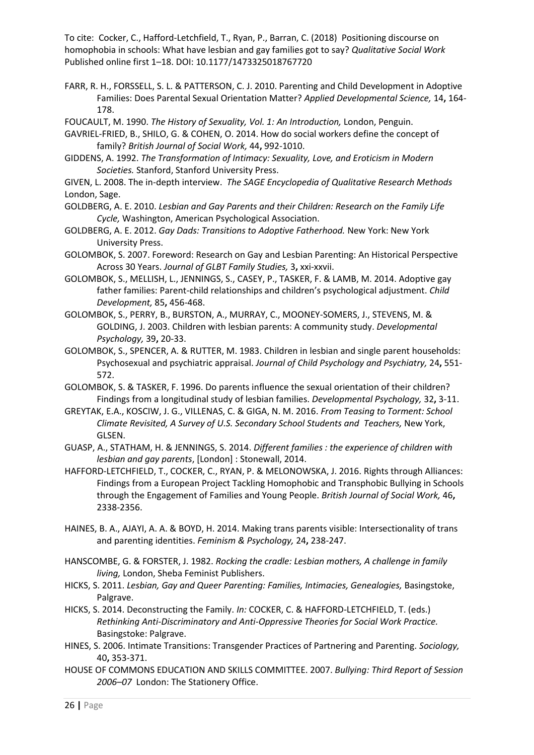To cite: Cocker, C., Hafford-Letchfield, T., Ryan, P., Barran, C. (2018) Positioning discourse on homophobia in schools: What have lesbian and gay families got to say? *Qualitative Social Work* Published online first 1–18. DOI: 10.1177/1473325018767720

FARR, R. H., FORSSELL, S. L. & PATTERSON, C. J. 2010. Parenting and Child Development in Adoptive Families: Does Parental Sexual Orientation Matter? *Applied Developmental Science,* 14**,** 164-178.

FOUCAULT, M. 1990. *The History of Sexuality, Vol. 1: An Introduction,* London, Penguin.

GAVRIEL-FRIED, B., SHILO, G. & COHEN, O. 2014. How do social workers define the concept of family? *British Journal of Social Work,* 44**,** 992-1010.

GIDDENS, A. 1992. *The Transformation of Intimacy: Sexuality, Love, and Eroticism in Modern Societies.* Stanford, Stanford University Press.

GIVEN, L. 2008. The in-depth interview. *The SAGE Encyclopedia of Qualitative Research Methods* London, Sage.

GOLDBERG, A. E. 2010. *Lesbian and Gay Parents and their Children: Research on the Family Life Cycle,* Washington, American Psychological Association.

GOLDBERG, A. E. 2012. *Gay Dads: Transitions to Adoptive Fatherhood.* New York: New York University Press.

GOLOMBOK, S. 2007. Foreword: Research on Gay and Lesbian Parenting: An Historical Perspective Across 30 Years. *Journal of GLBT Family Studies,* 3**,** xxi-xxvii.

GOLOMBOK, S., MELLISH, L., JENNINGS, S., CASEY, P., TASKER, F. & LAMB, M. 2014. Adoptive gay father families: Parent-child relationships and children's psychological adjustment. *Child Development,* 85**,** 456-468.

GOLOMBOK, S., PERRY, B., BURSTON, A., MURRAY, C., MOONEY-SOMERS, J., STEVENS, M. & GOLDING, J. 2003. Children with lesbian parents: A community study. *Developmental Psychology,* 39**,** 20-33.

GOLOMBOK, S., SPENCER, A. & RUTTER, M. 1983. Children in lesbian and single parent households: Psychosexual and psychiatric appraisal. *Journal of Child Psychology and Psychiatry,* 24**,** 551-572.

GOLOMBOK, S. & TASKER, F. 1996. Do parents influence the sexual orientation of their children? Findings from a longitudinal study of lesbian families. *Developmental Psychology,* 32**,** 3-11.

GREYTAK, E.A., KOSCIW, J. G., VILLENAS, C. & GIGA, N. M. 2016. *From Teasing to Torment: School Climate Revisited, A Survey of U.S. Secondary School Students and Teachers,* New York, GLSEN.

GUASP, A., STATHAM, H. & JENNINGS, S. 2014. *Different families : the experience of children with lesbian and gay parents*, [London] : Stonewall, 2014.

HAFFORD-LETCHFIELD, T., COCKER, C., RYAN, P. & MELONOWSKA, J. 2016. Rights through Alliances: Findings from a European Project Tackling Homophobic and Transphobic Bullying in Schools through the Engagement of Families and Young People. *British Journal of Social Work,* 46**,** 2338-2356.

HAINES, B. A., AJAYI, A. A. & BOYD, H. 2014. Making trans parents visible: Intersectionality of trans and parenting identities. *Feminism & Psychology,* 24**,** 238-247.

HANSCOMBE, G. & FORSTER, J. 1982. *Rocking the cradle: Lesbian mothers, A challenge in family living,* London, Sheba Feminist Publishers.

HICKS, S. 2011. *Lesbian, Gay and Queer Parenting: Families, Intimacies, Genealogies,* Basingstoke, Palgrave.

HICKS, S. 2014. Deconstructing the Family. *In:* COCKER, C. & HAFFORD-LETCHFIELD, T. (eds.) *Rethinking Anti-Discriminatory and Anti-Oppressive Theories for Social Work Practice.* Basingstoke: Palgrave.

HINES, S. 2006. Intimate Transitions: Transgender Practices of Partnering and Parenting. *Sociology,* 40**,** 353-371.

HOUSE OF COMMONS EDUCATION AND SKILLS COMMITTEE. 2007. *Bullying: Third Report of Session 2006–07* London: The Stationery Office.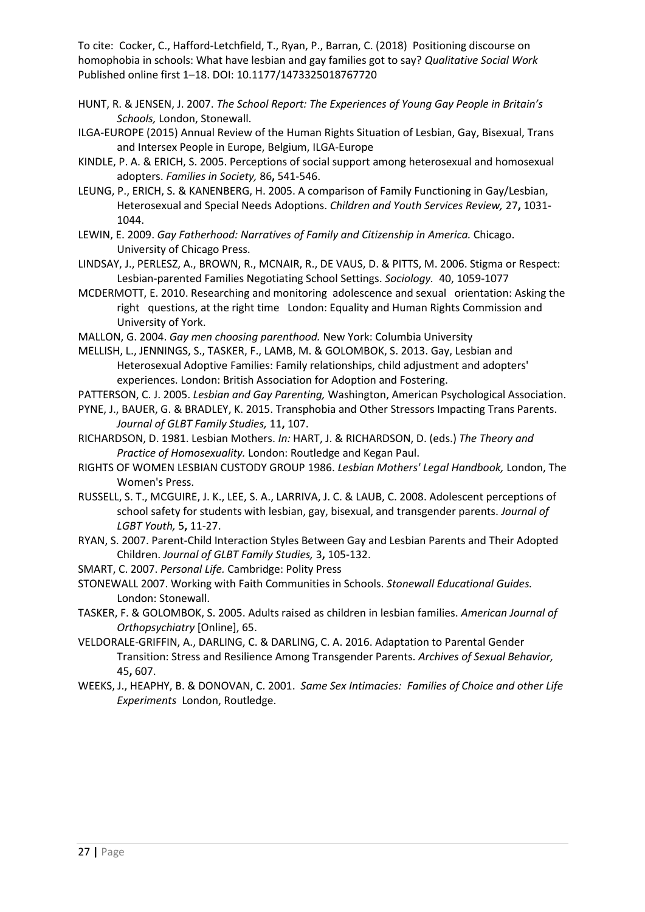To cite: Cocker, C., Hafford-Letchfield, T., Ryan, P., Barran, C. (2018) Positioning discourse on homophobia in schools: What have lesbian and gay families got to say? *Qualitative Social Work* Published online first 1–18. DOI: 10.1177/1473325018767720

HUNT, R. & JENSEN, J. 2007. *The School Report: The Experiences of Young Gay People in Britain's Schools,* London, Stonewall.

ILGA-EUROPE (2015) Annual Review of the Human Rights Situation of Lesbian, Gay, Bisexual, Trans and Intersex People in Europe, Belgium, ILGA-Europe

KINDLE, P. A. & ERICH, S. 2005. Perceptions of social support among heterosexual and homosexual adopters. *Families in Society,* 86**,** 541-546.

LEUNG, P., ERICH, S. & KANENBERG, H. 2005. A comparison of Family Functioning in Gay/Lesbian, Heterosexual and Special Needs Adoptions. *Children and Youth Services Review,* 27**,** 1031-1044.

LEWIN, E. 2009. *Gay Fatherhood: Narratives of Family and Citizenship in America.* Chicago. University of Chicago Press.

LINDSAY, J., PERLESZ, A., BROWN, R., MCNAIR, R., DE VAUS, D. & PITTS, M. 2006. Stigma or Respect: Lesbian-parented Families Negotiating School Settings. *Sociology.* 40, 1059-1077

MCDERMOTT, E. 2010. Researching and monitoring adolescence and sexual orientation: Asking the right questions, at the right time London: Equality and Human Rights Commission and University of York.

MALLON, G. 2004. *Gay men choosing parenthood.* New York: Columbia University

MELLISH, L., JENNINGS, S., TASKER, F., LAMB, M. & GOLOMBOK, S. 2013. Gay, Lesbian and Heterosexual Adoptive Families: Family relationships, child adjustment and adopters' experiences. London: British Association for Adoption and Fostering.

PATTERSON, C. J. 2005. *Lesbian and Gay Parenting,* Washington, American Psychological Association.

PYNE, J., BAUER, G. & BRADLEY, K. 2015. Transphobia and Other Stressors Impacting Trans Parents. *Journal of GLBT Family Studies,* 11**,** 107.

RICHARDSON, D. 1981. Lesbian Mothers. *In:* HART, J. & RICHARDSON, D. (eds.) *The Theory and Practice of Homosexuality.* London: Routledge and Kegan Paul.

RIGHTS OF WOMEN LESBIAN CUSTODY GROUP 1986. *Lesbian Mothers' Legal Handbook,* London, The Women's Press.

RUSSELL, S. T., MCGUIRE, J. K., LEE, S. A., LARRIVA, J. C. & LAUB, C. 2008. Adolescent perceptions of school safety for students with lesbian, gay, bisexual, and transgender parents. *Journal of LGBT Youth,* 5**,** 11-27.

RYAN, S. 2007. Parent-Child Interaction Styles Between Gay and Lesbian Parents and Their Adopted Children. *Journal of GLBT Family Studies,* 3**,** 105-132.

SMART, C. 2007. *Personal Life.* Cambridge: Polity Press

STONEWALL 2007. Working with Faith Communities in Schools. *Stonewall Educational Guides.* London: Stonewall.

TASKER, F. & GOLOMBOK, S. 2005. Adults raised as children in lesbian families. *American Journal of Orthopsychiatry* [Online], 65.

VELDORALE-GRIFFIN, A., DARLING, C. & DARLING, C. A. 2016. Adaptation to Parental Gender Transition: Stress and Resilience Among Transgender Parents. *Archives of Sexual Behavior,* 45**,** 607.

WEEKS, J., HEAPHY, B. & DONOVAN, C. 2001. *Same Sex Intimacies: Families of Choice and other Life Experiments* London, Routledge.